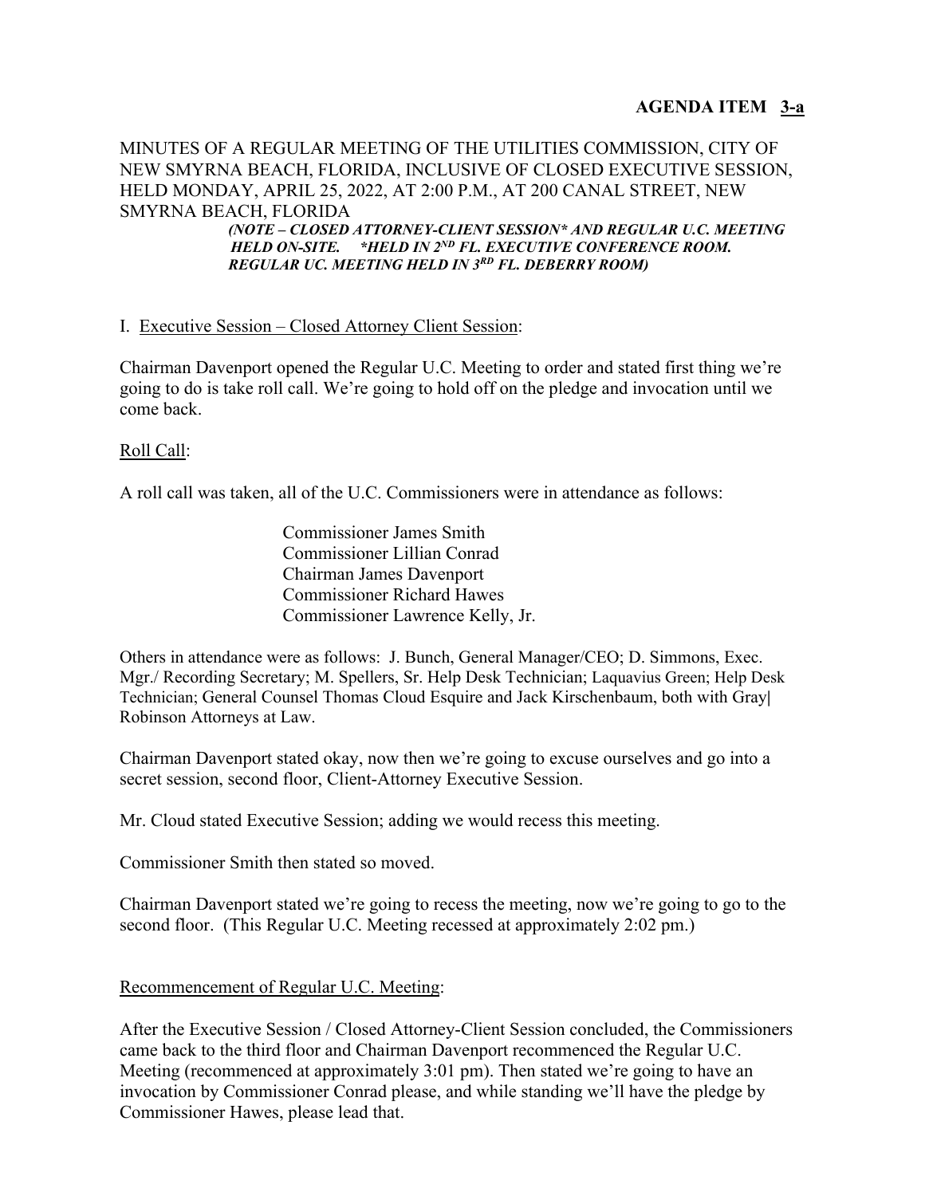**AGENDA ITEM <u>3-a</u>**

MINUTES OF A REGULAR MEETING OF THE UTILITIES COMMISSION, CITY OF NEW SMYRNA BEACH, FLORIDA, INCLUSIVE OF CLOSED EXECUTIVE SESSION, HELD MONDAY, APRIL 25, 2022, AT 2:00 P.M., AT 200 CANAL STREET, NEW SMYRNA BEACH, FLORIDA

***(NOTE – CLOSED ATTORNEY-CLIENT SESSION\* AND REGULAR U.C. MEETING HELD ON-SITE. \*HELD IN 2ND FL. EXECUTIVE CONFERENCE ROOM. REGULAR UC. MEETING HELD IN 3RD FL. DEBERRY ROOM)***

I. <u>Executive Session – Closed Attorney Client Session</u>:

Chairman Davenport opened the Regular U.C. Meeting to order and stated first thing we're going to do is take roll call. We're going to hold off on the pledge and invocation until we come back.

<u>Roll Call</u>:

A roll call was taken, all of the U.C. Commissioners were in attendance as follows:

Commissioner James Smith
Commissioner Lillian Conrad
Chairman James Davenport
Commissioner Richard Hawes
Commissioner Lawrence Kelly, Jr.

Others in attendance were as follows: J. Bunch, General Manager/CEO; D. Simmons, Exec. Mgr./ Recording Secretary; M. Spellers, Sr. Help Desk Technician; Laquavius Green; Help Desk Technician; General Counsel Thomas Cloud Esquire and Jack Kirschenbaum, both with Gray| Robinson Attorneys at Law.

Chairman Davenport stated okay, now then we're going to excuse ourselves and go into a secret session, second floor, Client-Attorney Executive Session.

Mr. Cloud stated Executive Session; adding we would recess this meeting.

Commissioner Smith then stated so moved.

Chairman Davenport stated we're going to recess the meeting, now we're going to go to the second floor. (This Regular U.C. Meeting recessed at approximately 2:02 pm.)

<u>Recommencement of Regular U.C. Meeting</u>:

After the Executive Session / Closed Attorney-Client Session concluded, the Commissioners came back to the third floor and Chairman Davenport recommenced the Regular U.C. Meeting (recommenced at approximately 3:01 pm). Then stated we're going to have an invocation by Commissioner Conrad please, and while standing we'll have the pledge by Commissioner Hawes, please lead that.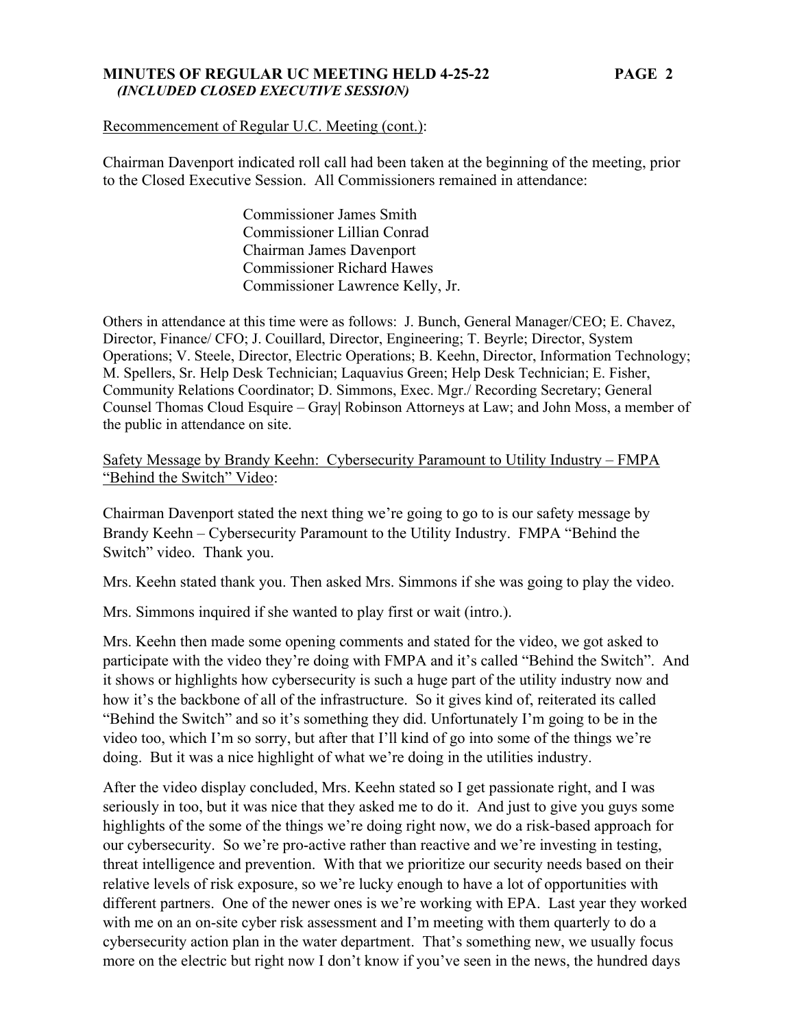Recommencement of Regular U.C. Meeting (cont.):

Chairman Davenport indicated roll call had been taken at the beginning of the meeting, prior to the Closed Executive Session. All Commissioners remained in attendance:

Commissioner James Smith
Commissioner Lillian Conrad
Chairman James Davenport
Commissioner Richard Hawes
Commissioner Lawrence Kelly, Jr.

Others in attendance at this time were as follows: J. Bunch, General Manager/CEO; E. Chavez, Director, Finance/ CFO; J. Couillard, Director, Engineering; T. Beyrle; Director, System Operations; V. Steele, Director, Electric Operations; B. Keehn, Director, Information Technology; M. Spellers, Sr. Help Desk Technician; Laquavius Green; Help Desk Technician; E. Fisher, Community Relations Coordinator; D. Simmons, Exec. Mgr./ Recording Secretary; General Counsel Thomas Cloud Esquire – Gray| Robinson Attorneys at Law; and John Moss, a member of the public in attendance on site.

Safety Message by Brandy Keehn: Cybersecurity Paramount to Utility Industry – FMPA "Behind the Switch" Video:

Chairman Davenport stated the next thing we're going to go to is our safety message by Brandy Keehn – Cybersecurity Paramount to the Utility Industry. FMPA "Behind the Switch" video. Thank you.

Mrs. Keehn stated thank you. Then asked Mrs. Simmons if she was going to play the video.

Mrs. Simmons inquired if she wanted to play first or wait (intro.).

Mrs. Keehn then made some opening comments and stated for the video, we got asked to participate with the video they're doing with FMPA and it's called "Behind the Switch". And it shows or highlights how cybersecurity is such a huge part of the utility industry now and how it's the backbone of all of the infrastructure. So it gives kind of, reiterated its called "Behind the Switch" and so it's something they did. Unfortunately I'm going to be in the video too, which I'm so sorry, but after that I'll kind of go into some of the things we're doing. But it was a nice highlight of what we're doing in the utilities industry.

After the video display concluded, Mrs. Keehn stated so I get passionate right, and I was seriously in too, but it was nice that they asked me to do it. And just to give you guys some highlights of the some of the things we're doing right now, we do a risk-based approach for our cybersecurity. So we're pro-active rather than reactive and we're investing in testing, threat intelligence and prevention. With that we prioritize our security needs based on their relative levels of risk exposure, so we're lucky enough to have a lot of opportunities with different partners. One of the newer ones is we're working with EPA. Last year they worked with me on an on-site cyber risk assessment and I'm meeting with them quarterly to do a cybersecurity action plan in the water department. That's something new, we usually focus more on the electric but right now I don't know if you've seen in the news, the hundred days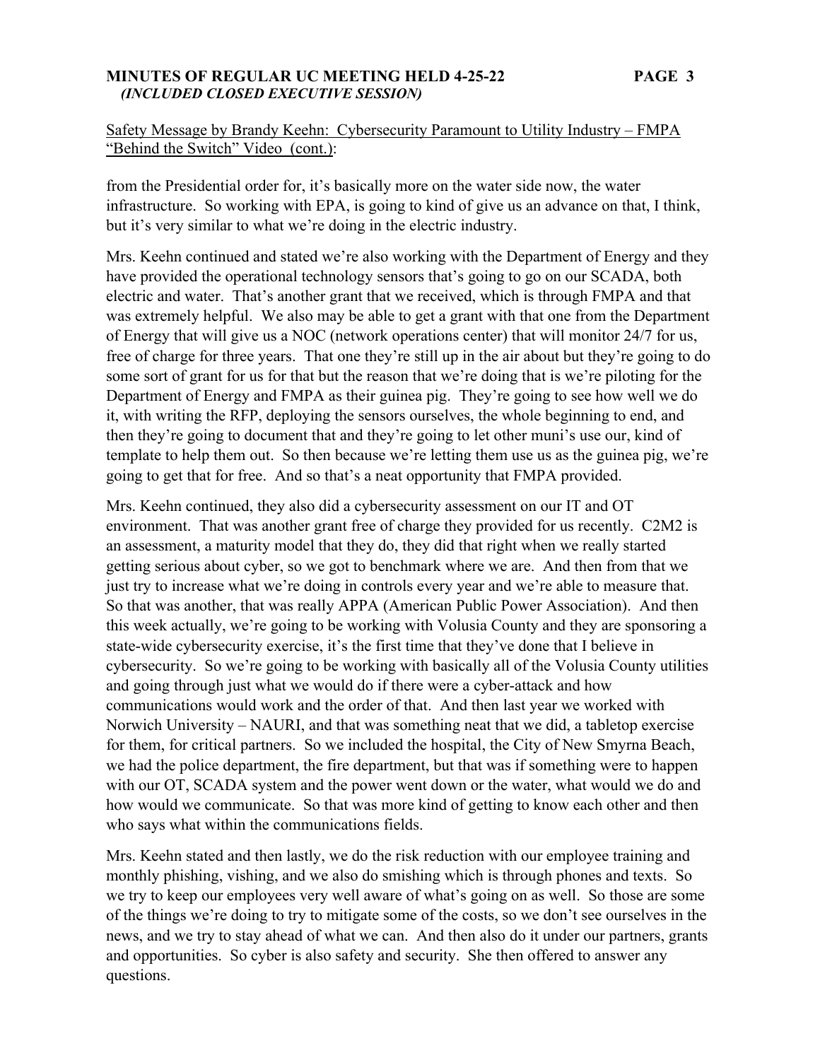Safety Message by Brandy Keehn: Cybersecurity Paramount to Utility Industry – FMPA "Behind the Switch" Video (cont.):

from the Presidential order for, it's basically more on the water side now, the water infrastructure. So working with EPA, is going to kind of give us an advance on that, I think, but it's very similar to what we're doing in the electric industry.

Mrs. Keehn continued and stated we're also working with the Department of Energy and they have provided the operational technology sensors that's going to go on our SCADA, both electric and water. That's another grant that we received, which is through FMPA and that was extremely helpful. We also may be able to get a grant with that one from the Department of Energy that will give us a NOC (network operations center) that will monitor 24/7 for us, free of charge for three years. That one they're still up in the air about but they're going to do some sort of grant for us for that but the reason that we're doing that is we're piloting for the Department of Energy and FMPA as their guinea pig. They're going to see how well we do it, with writing the RFP, deploying the sensors ourselves, the whole beginning to end, and then they're going to document that and they're going to let other muni's use our, kind of template to help them out. So then because we're letting them use us as the guinea pig, we're going to get that for free. And so that's a neat opportunity that FMPA provided.

Mrs. Keehn continued, they also did a cybersecurity assessment on our IT and OT environment. That was another grant free of charge they provided for us recently. C2M2 is an assessment, a maturity model that they do, they did that right when we really started getting serious about cyber, so we got to benchmark where we are. And then from that we just try to increase what we're doing in controls every year and we're able to measure that. So that was another, that was really APPA (American Public Power Association). And then this week actually, we're going to be working with Volusia County and they are sponsoring a state-wide cybersecurity exercise, it's the first time that they've done that I believe in cybersecurity. So we're going to be working with basically all of the Volusia County utilities and going through just what we would do if there were a cyber-attack and how communications would work and the order of that. And then last year we worked with Norwich University – NAURI, and that was something neat that we did, a tabletop exercise for them, for critical partners. So we included the hospital, the City of New Smyrna Beach, we had the police department, the fire department, but that was if something were to happen with our OT, SCADA system and the power went down or the water, what would we do and how would we communicate. So that was more kind of getting to know each other and then who says what within the communications fields.

Mrs. Keehn stated and then lastly, we do the risk reduction with our employee training and monthly phishing, vishing, and we also do smishing which is through phones and texts. So we try to keep our employees very well aware of what's going on as well. So those are some of the things we're doing to try to mitigate some of the costs, so we don't see ourselves in the news, and we try to stay ahead of what we can. And then also do it under our partners, grants and opportunities. So cyber is also safety and security. She then offered to answer any questions.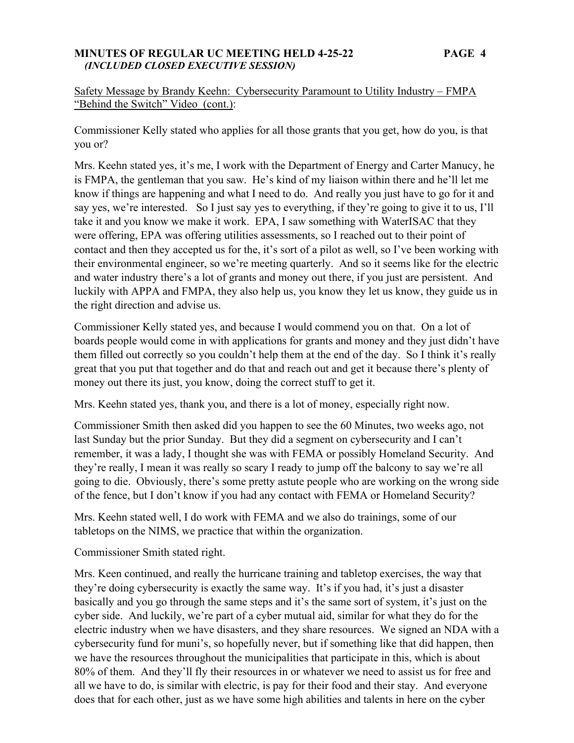Safety Message by Brandy Keehn: Cybersecurity Paramount to Utility Industry – FMPA "Behind the Switch" Video (cont.):

Commissioner Kelly stated who applies for all those grants that you get, how do you, is that you or?

Mrs. Keehn stated yes, it's me, I work with the Department of Energy and Carter Manucy, he is FMPA, the gentleman that you saw. He's kind of my liaison within there and he'll let me know if things are happening and what I need to do. And really you just have to go for it and say yes, we're interested. So I just say yes to everything, if they're going to give it to us, I'll take it and you know we make it work. EPA, I saw something with WaterISAC that they were offering, EPA was offering utilities assessments, so I reached out to their point of contact and then they accepted us for the, it's sort of a pilot as well, so I've been working with their environmental engineer, so we're meeting quarterly. And so it seems like for the electric and water industry there's a lot of grants and money out there, if you just are persistent. And luckily with APPA and FMPA, they also help us, you know they let us know, they guide us in the right direction and advise us.

Commissioner Kelly stated yes, and because I would commend you on that. On a lot of boards people would come in with applications for grants and money and they just didn't have them filled out correctly so you couldn't help them at the end of the day. So I think it's really great that you put that together and do that and reach out and get it because there's plenty of money out there its just, you know, doing the correct stuff to get it.

Mrs. Keehn stated yes, thank you, and there is a lot of money, especially right now.

Commissioner Smith then asked did you happen to see the 60 Minutes, two weeks ago, not last Sunday but the prior Sunday. But they did a segment on cybersecurity and I can't remember, it was a lady, I thought she was with FEMA or possibly Homeland Security. And they're really, I mean it was really so scary I ready to jump off the balcony to say we're all going to die. Obviously, there's some pretty astute people who are working on the wrong side of the fence, but I don't know if you had any contact with FEMA or Homeland Security?

Mrs. Keehn stated well, I do work with FEMA and we also do trainings, some of our tabletops on the NIMS, we practice that within the organization.

Commissioner Smith stated right.

Mrs. Keen continued, and really the hurricane training and tabletop exercises, the way that they're doing cybersecurity is exactly the same way. It's if you had, it's just a disaster basically and you go through the same steps and it's the same sort of system, it's just on the cyber side. And luckily, we're part of a cyber mutual aid, similar for what they do for the electric industry when we have disasters, and they share resources. We signed an NDA with a cybersecurity fund for muni's, so hopefully never, but if something like that did happen, then we have the resources throughout the municipalities that participate in this, which is about 80% of them. And they'll fly their resources in or whatever we need to assist us for free and all we have to do, is similar with electric, is pay for their food and their stay. And everyone does that for each other, just as we have some high abilities and talents in here on the cyber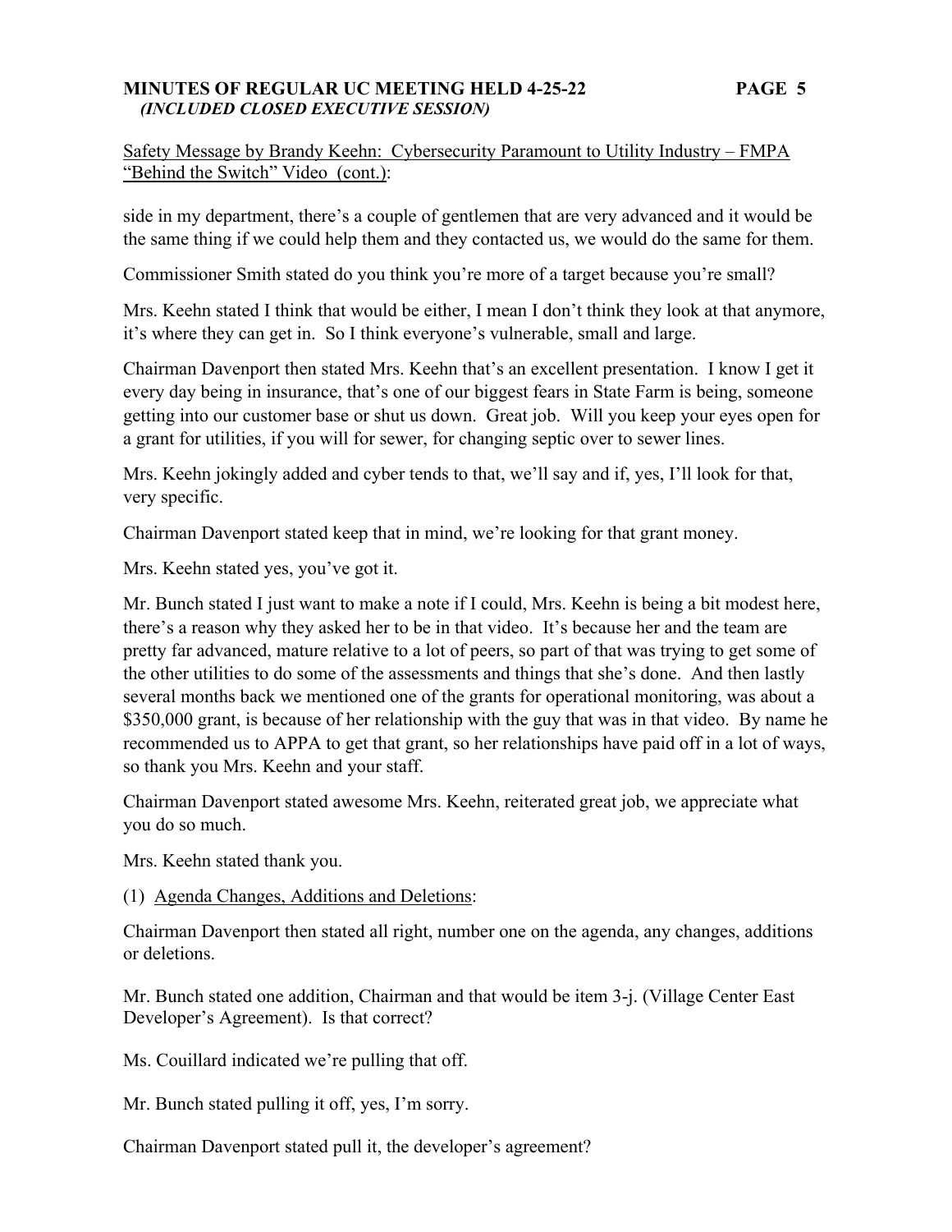Safety Message by Brandy Keehn: Cybersecurity Paramount to Utility Industry – FMPA "Behind the Switch" Video (cont.):

side in my department, there's a couple of gentlemen that are very advanced and it would be the same thing if we could help them and they contacted us, we would do the same for them.

Commissioner Smith stated do you think you're more of a target because you're small?

Mrs. Keehn stated I think that would be either, I mean I don't think they look at that anymore, it's where they can get in. So I think everyone's vulnerable, small and large.

Chairman Davenport then stated Mrs. Keehn that's an excellent presentation. I know I get it every day being in insurance, that's one of our biggest fears in State Farm is being, someone getting into our customer base or shut us down. Great job. Will you keep your eyes open for a grant for utilities, if you will for sewer, for changing septic over to sewer lines.

Mrs. Keehn jokingly added and cyber tends to that, we'll say and if, yes, I'll look for that, very specific.

Chairman Davenport stated keep that in mind, we're looking for that grant money.

Mrs. Keehn stated yes, you've got it.

Mr. Bunch stated I just want to make a note if I could, Mrs. Keehn is being a bit modest here, there's a reason why they asked her to be in that video. It's because her and the team are pretty far advanced, mature relative to a lot of peers, so part of that was trying to get some of the other utilities to do some of the assessments and things that she's done. And then lastly several months back we mentioned one of the grants for operational monitoring, was about a $350,000 grant, is because of her relationship with the guy that was in that video. By name he recommended us to APPA to get that grant, so her relationships have paid off in a lot of ways, so thank you Mrs. Keehn and your staff.

Chairman Davenport stated awesome Mrs. Keehn, reiterated great job, we appreciate what you do so much.

Mrs. Keehn stated thank you.

(1) Agenda Changes, Additions and Deletions:

Chairman Davenport then stated all right, number one on the agenda, any changes, additions or deletions.

Mr. Bunch stated one addition, Chairman and that would be item 3-j. (Village Center East Developer's Agreement). Is that correct?

Ms. Couillard indicated we're pulling that off.

Mr. Bunch stated pulling it off, yes, I'm sorry.

Chairman Davenport stated pull it, the developer's agreement?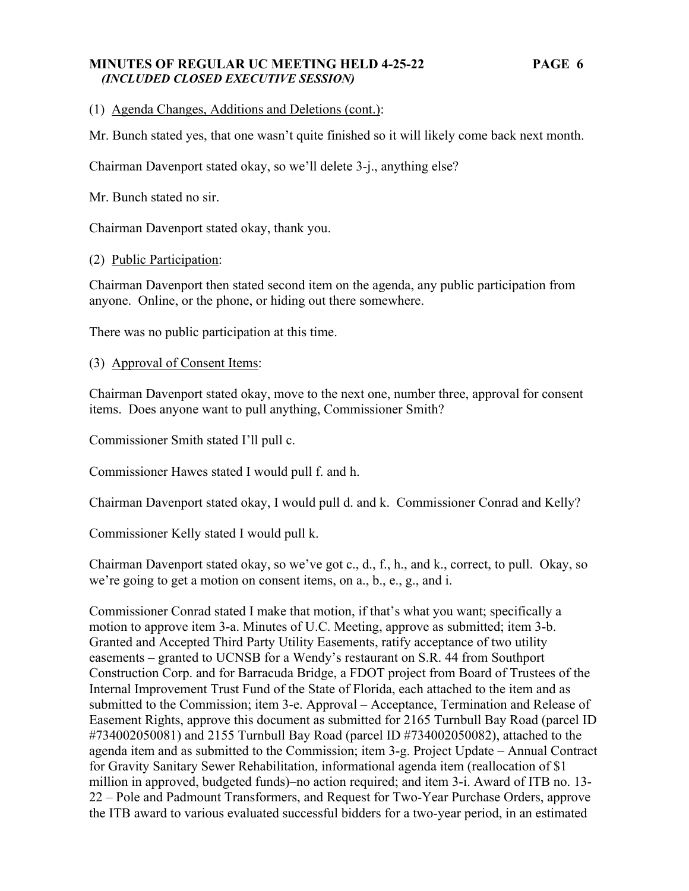(1) Agenda Changes, Additions and Deletions (cont.):

Mr. Bunch stated yes, that one wasn't quite finished so it will likely come back next month.

Chairman Davenport stated okay, so we'll delete 3-j., anything else?

Mr. Bunch stated no sir.

Chairman Davenport stated okay, thank you.

(2) Public Participation:

Chairman Davenport then stated second item on the agenda, any public participation from anyone. Online, or the phone, or hiding out there somewhere.

There was no public participation at this time.

(3) Approval of Consent Items:

Chairman Davenport stated okay, move to the next one, number three, approval for consent items. Does anyone want to pull anything, Commissioner Smith?

Commissioner Smith stated I'll pull c.

Commissioner Hawes stated I would pull f. and h.

Chairman Davenport stated okay, I would pull d. and k. Commissioner Conrad and Kelly?

Commissioner Kelly stated I would pull k.

Chairman Davenport stated okay, so we've got c., d., f., h., and k., correct, to pull. Okay, so we're going to get a motion on consent items, on a., b., e., g., and i.

Commissioner Conrad stated I make that motion, if that's what you want; specifically a motion to approve item 3-a. Minutes of U.C. Meeting, approve as submitted; item 3-b. Granted and Accepted Third Party Utility Easements, ratify acceptance of two utility easements – granted to UCNSB for a Wendy's restaurant on S.R. 44 from Southport Construction Corp. and for Barracuda Bridge, a FDOT project from Board of Trustees of the Internal Improvement Trust Fund of the State of Florida, each attached to the item and as submitted to the Commission; item 3-e. Approval – Acceptance, Termination and Release of Easement Rights, approve this document as submitted for 2165 Turnbull Bay Road (parcel ID #734002050081) and 2155 Turnbull Bay Road (parcel ID #734002050082), attached to the agenda item and as submitted to the Commission; item 3-g. Project Update – Annual Contract for Gravity Sanitary Sewer Rehabilitation, informational agenda item (reallocation of $1 million in approved, budgeted funds)–no action required; and item 3-i. Award of ITB no. 13-22 – Pole and Padmount Transformers, and Request for Two-Year Purchase Orders, approve the ITB award to various evaluated successful bidders for a two-year period, in an estimated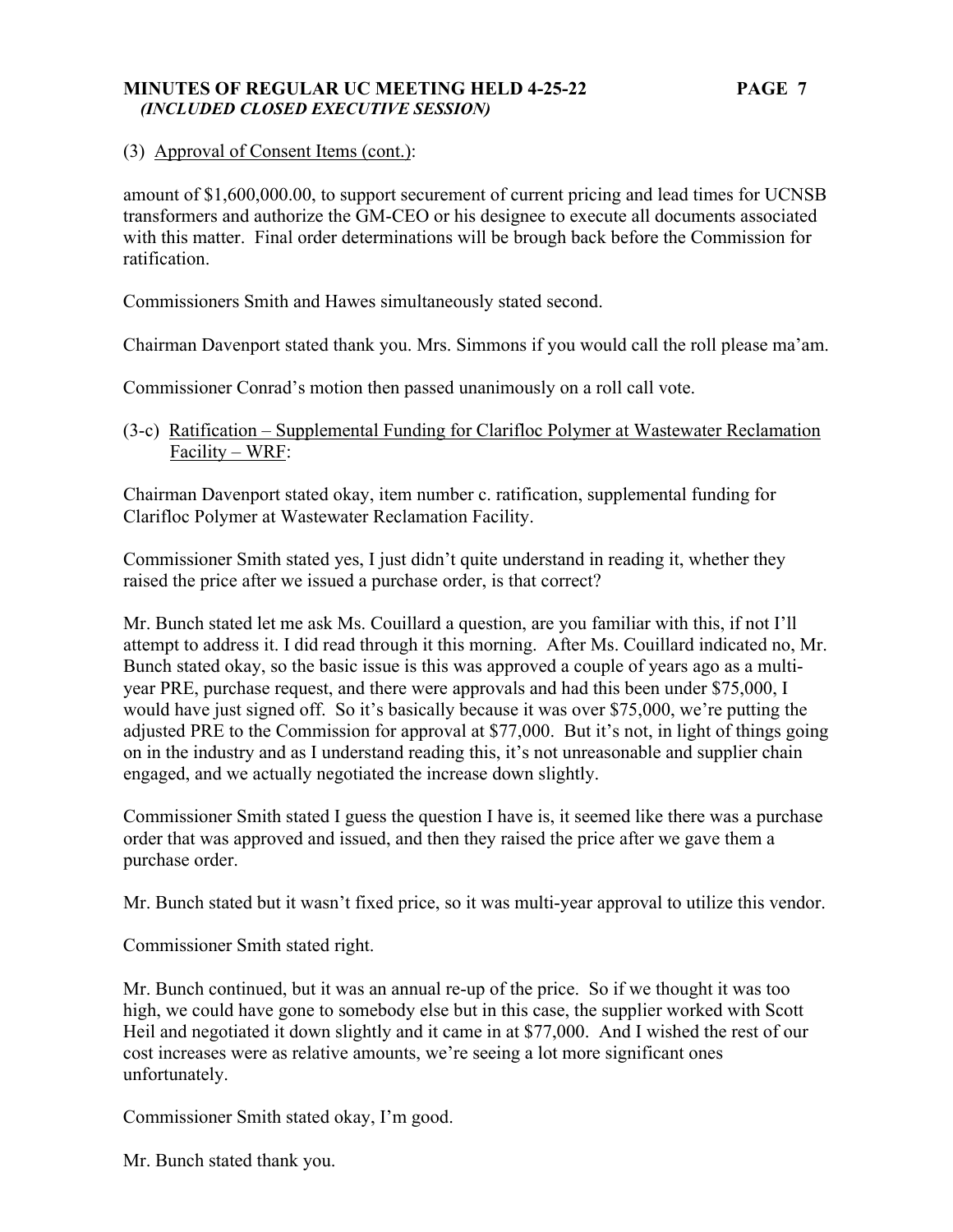(3) Approval of Consent Items (cont.):

amount of $1,600,000.00, to support securement of current pricing and lead times for UCNSB transformers and authorize the GM-CEO or his designee to execute all documents associated with this matter. Final order determinations will be brough back before the Commission for ratification.

Commissioners Smith and Hawes simultaneously stated second.

Chairman Davenport stated thank you. Mrs. Simmons if you would call the roll please ma'am.

Commissioner Conrad's motion then passed unanimously on a roll call vote.

(3-c) Ratification – Supplemental Funding for Clarifloc Polymer at Wastewater Reclamation Facility – WRF:

Chairman Davenport stated okay, item number c. ratification, supplemental funding for Clarifloc Polymer at Wastewater Reclamation Facility.

Commissioner Smith stated yes, I just didn't quite understand in reading it, whether they raised the price after we issued a purchase order, is that correct?

Mr. Bunch stated let me ask Ms. Couillard a question, are you familiar with this, if not I'll attempt to address it. I did read through it this morning. After Ms. Couillard indicated no, Mr. Bunch stated okay, so the basic issue is this was approved a couple of years ago as a multi-year PRE, purchase request, and there were approvals and had this been under $75,000, I would have just signed off. So it's basically because it was over $75,000, we're putting the adjusted PRE to the Commission for approval at $77,000. But it's not, in light of things going on in the industry and as I understand reading this, it's not unreasonable and supplier chain engaged, and we actually negotiated the increase down slightly.

Commissioner Smith stated I guess the question I have is, it seemed like there was a purchase order that was approved and issued, and then they raised the price after we gave them a purchase order.

Mr. Bunch stated but it wasn't fixed price, so it was multi-year approval to utilize this vendor.

Commissioner Smith stated right.

Mr. Bunch continued, but it was an annual re-up of the price. So if we thought it was too high, we could have gone to somebody else but in this case, the supplier worked with Scott Heil and negotiated it down slightly and it came in at $77,000. And I wished the rest of our cost increases were as relative amounts, we're seeing a lot more significant ones unfortunately.

Commissioner Smith stated okay, I'm good.

Mr. Bunch stated thank you.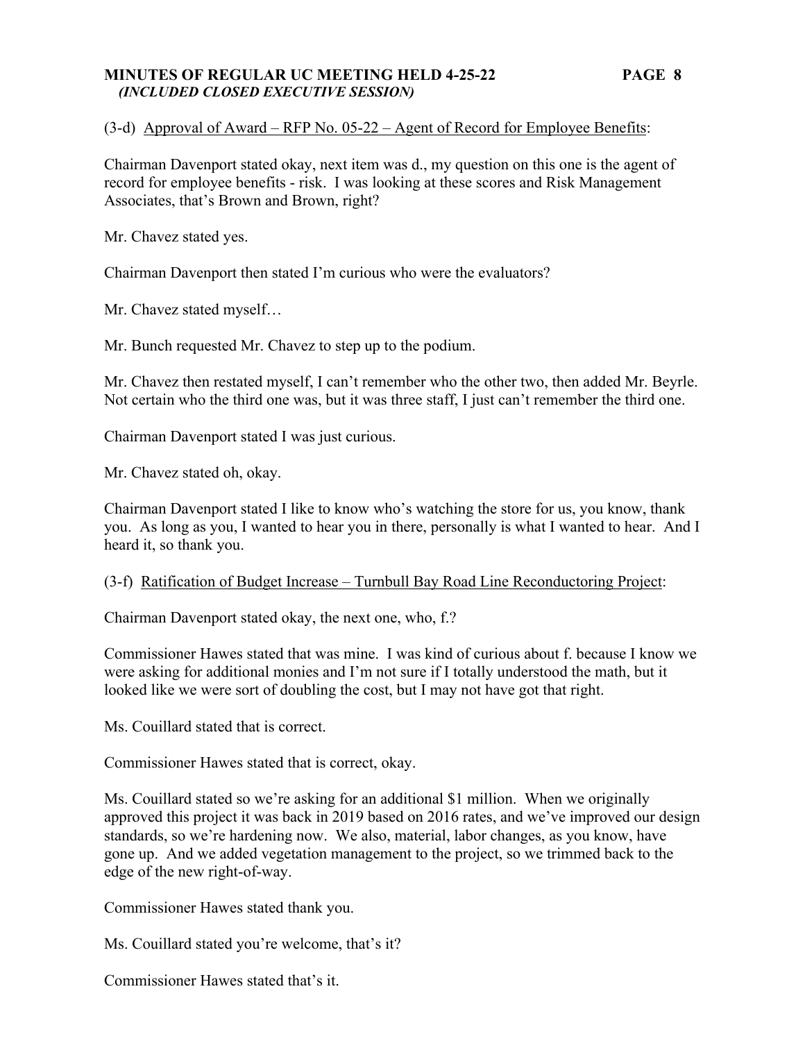(3-d) Approval of Award – RFP No. 05-22 – Agent of Record for Employee Benefits:

Chairman Davenport stated okay, next item was d., my question on this one is the agent of record for employee benefits - risk. I was looking at these scores and Risk Management Associates, that's Brown and Brown, right?

Mr. Chavez stated yes.

Chairman Davenport then stated I'm curious who were the evaluators?

Mr. Chavez stated myself…

Mr. Bunch requested Mr. Chavez to step up to the podium.

Mr. Chavez then restated myself, I can't remember who the other two, then added Mr. Beyrle. Not certain who the third one was, but it was three staff, I just can't remember the third one.

Chairman Davenport stated I was just curious.

Mr. Chavez stated oh, okay.

Chairman Davenport stated I like to know who's watching the store for us, you know, thank you. As long as you, I wanted to hear you in there, personally is what I wanted to hear. And I heard it, so thank you.

(3-f) Ratification of Budget Increase – Turnbull Bay Road Line Reconductoring Project:

Chairman Davenport stated okay, the next one, who, f.?

Commissioner Hawes stated that was mine. I was kind of curious about f. because I know we were asking for additional monies and I'm not sure if I totally understood the math, but it looked like we were sort of doubling the cost, but I may not have got that right.

Ms. Couillard stated that is correct.

Commissioner Hawes stated that is correct, okay.

Ms. Couillard stated so we're asking for an additional $1 million. When we originally approved this project it was back in 2019 based on 2016 rates, and we've improved our design standards, so we're hardening now. We also, material, labor changes, as you know, have gone up. And we added vegetation management to the project, so we trimmed back to the edge of the new right-of-way.

Commissioner Hawes stated thank you.

Ms. Couillard stated you're welcome, that's it?

Commissioner Hawes stated that's it.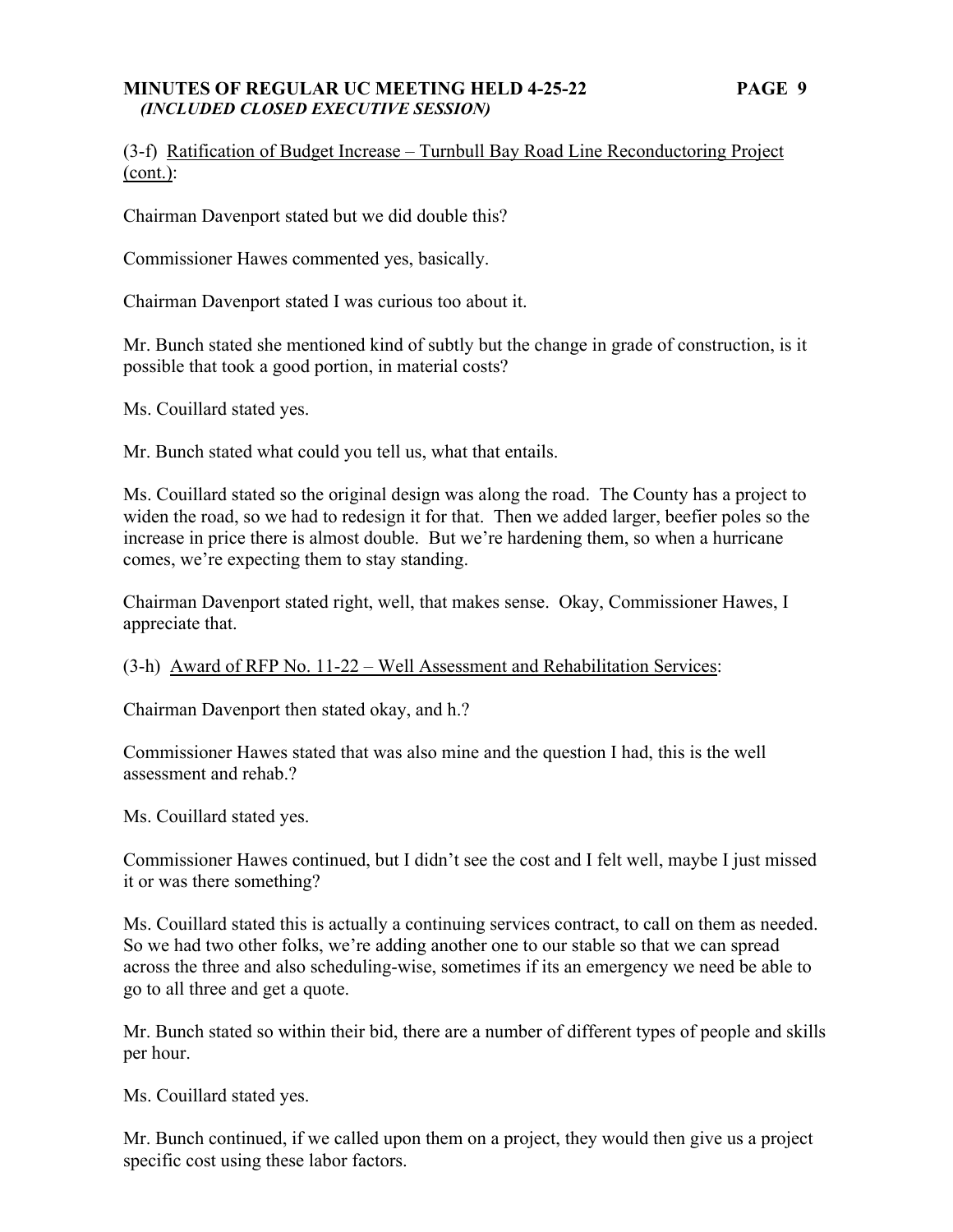(3-f) Ratification of Budget Increase – Turnbull Bay Road Line Reconductoring Project (cont.):

Chairman Davenport stated but we did double this?

Commissioner Hawes commented yes, basically.

Chairman Davenport stated I was curious too about it.

Mr. Bunch stated she mentioned kind of subtly but the change in grade of construction, is it possible that took a good portion, in material costs?

Ms. Couillard stated yes.

Mr. Bunch stated what could you tell us, what that entails.

Ms. Couillard stated so the original design was along the road. The County has a project to widen the road, so we had to redesign it for that. Then we added larger, beefier poles so the increase in price there is almost double. But we're hardening them, so when a hurricane comes, we're expecting them to stay standing.

Chairman Davenport stated right, well, that makes sense. Okay, Commissioner Hawes, I appreciate that.

(3-h) Award of RFP No. 11-22 – Well Assessment and Rehabilitation Services:

Chairman Davenport then stated okay, and h.?

Commissioner Hawes stated that was also mine and the question I had, this is the well assessment and rehab.?

Ms. Couillard stated yes.

Commissioner Hawes continued, but I didn't see the cost and I felt well, maybe I just missed it or was there something?

Ms. Couillard stated this is actually a continuing services contract, to call on them as needed. So we had two other folks, we're adding another one to our stable so that we can spread across the three and also scheduling-wise, sometimes if its an emergency we need be able to go to all three and get a quote.

Mr. Bunch stated so within their bid, there are a number of different types of people and skills per hour.

Ms. Couillard stated yes.

Mr. Bunch continued, if we called upon them on a project, they would then give us a project specific cost using these labor factors.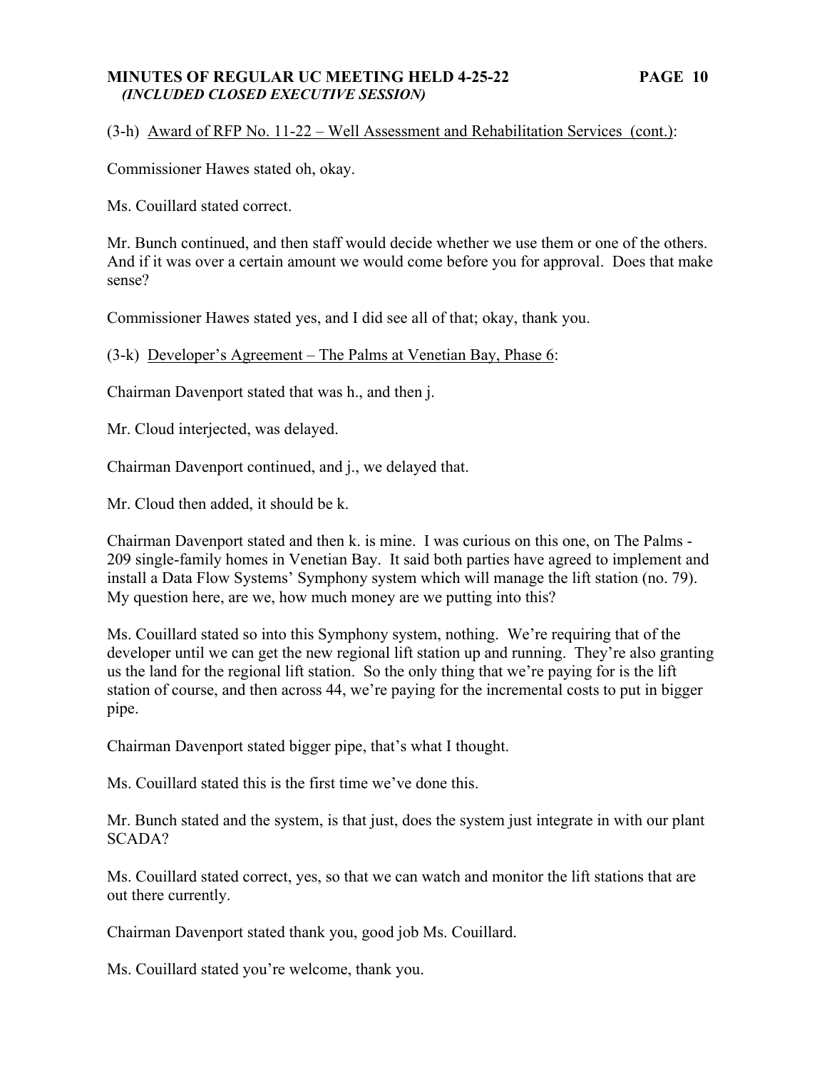(3-h) Award of RFP No. 11-22 – Well Assessment and Rehabilitation Services (cont.):

Commissioner Hawes stated oh, okay.

Ms. Couillard stated correct.

Mr. Bunch continued, and then staff would decide whether we use them or one of the others. And if it was over a certain amount we would come before you for approval. Does that make sense?

Commissioner Hawes stated yes, and I did see all of that; okay, thank you.

(3-k) Developer's Agreement – The Palms at Venetian Bay, Phase 6:

Chairman Davenport stated that was h., and then j.

Mr. Cloud interjected, was delayed.

Chairman Davenport continued, and j., we delayed that.

Mr. Cloud then added, it should be k.

Chairman Davenport stated and then k. is mine. I was curious on this one, on The Palms - 209 single-family homes in Venetian Bay. It said both parties have agreed to implement and install a Data Flow Systems' Symphony system which will manage the lift station (no. 79). My question here, are we, how much money are we putting into this?

Ms. Couillard stated so into this Symphony system, nothing. We're requiring that of the developer until we can get the new regional lift station up and running. They're also granting us the land for the regional lift station. So the only thing that we're paying for is the lift station of course, and then across 44, we're paying for the incremental costs to put in bigger pipe.

Chairman Davenport stated bigger pipe, that's what I thought.

Ms. Couillard stated this is the first time we've done this.

Mr. Bunch stated and the system, is that just, does the system just integrate in with our plant SCADA?

Ms. Couillard stated correct, yes, so that we can watch and monitor the lift stations that are out there currently.

Chairman Davenport stated thank you, good job Ms. Couillard.

Ms. Couillard stated you're welcome, thank you.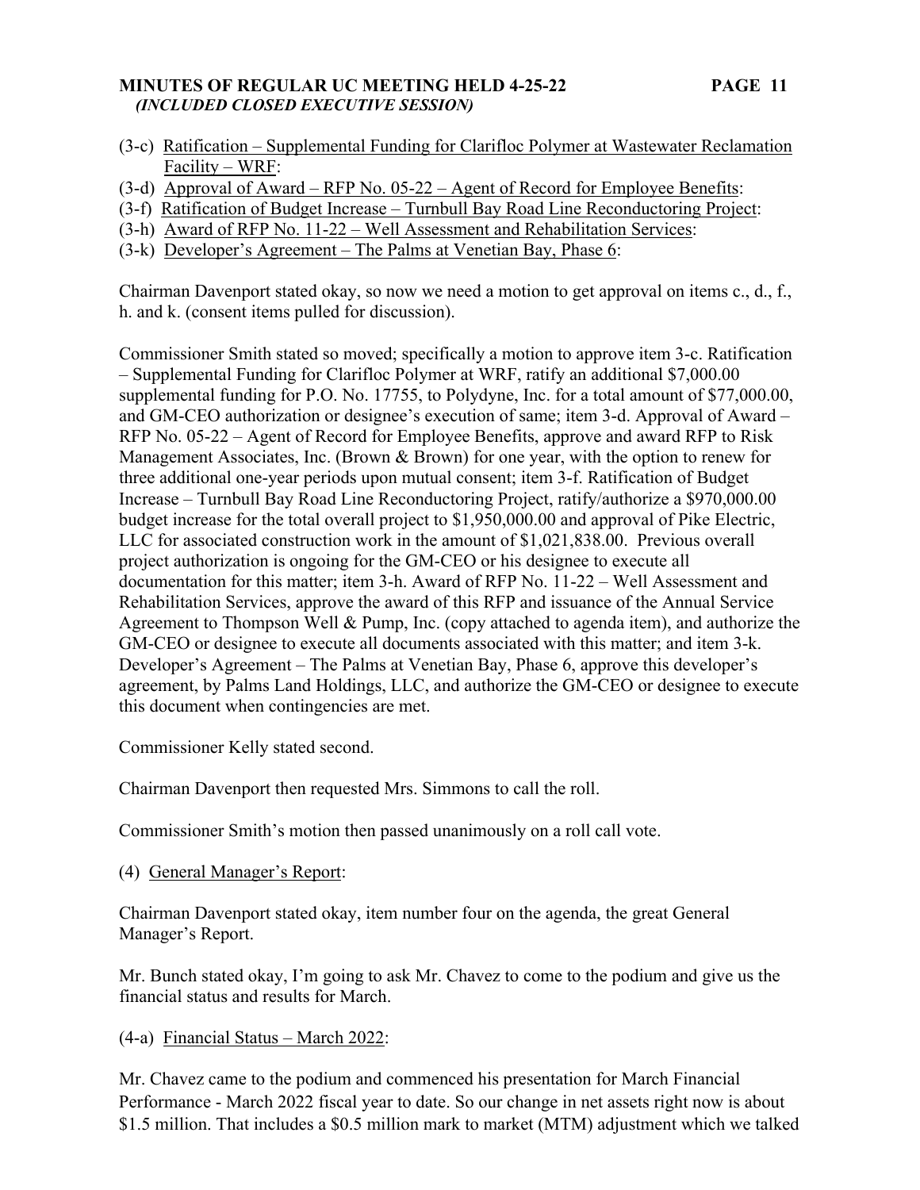(3-c) Ratification – Supplemental Funding for Clarifloc Polymer at Wastewater Reclamation Facility – WRF:

(3-d) Approval of Award – RFP No. 05-22 – Agent of Record for Employee Benefits:

(3-f) Ratification of Budget Increase – Turnbull Bay Road Line Reconductoring Project:

(3-h) Award of RFP No. 11-22 – Well Assessment and Rehabilitation Services:

(3-k) Developer's Agreement – The Palms at Venetian Bay, Phase 6:

Chairman Davenport stated okay, so now we need a motion to get approval on items c., d., f., h. and k. (consent items pulled for discussion).

Commissioner Smith stated so moved; specifically a motion to approve item 3-c. Ratification – Supplemental Funding for Clarifloc Polymer at WRF, ratify an additional $7,000.00 supplemental funding for P.O. No. 17755, to Polydyne, Inc. for a total amount of $77,000.00, and GM-CEO authorization or designee's execution of same; item 3-d. Approval of Award – RFP No. 05-22 – Agent of Record for Employee Benefits, approve and award RFP to Risk Management Associates, Inc. (Brown & Brown) for one year, with the option to renew for three additional one-year periods upon mutual consent; item 3-f. Ratification of Budget Increase – Turnbull Bay Road Line Reconductoring Project, ratify/authorize a $970,000.00 budget increase for the total overall project to $1,950,000.00 and approval of Pike Electric, LLC for associated construction work in the amount of $1,021,838.00. Previous overall project authorization is ongoing for the GM-CEO or his designee to execute all documentation for this matter; item 3-h. Award of RFP No. 11-22 – Well Assessment and Rehabilitation Services, approve the award of this RFP and issuance of the Annual Service Agreement to Thompson Well & Pump, Inc. (copy attached to agenda item), and authorize the GM-CEO or designee to execute all documents associated with this matter; and item 3-k. Developer's Agreement – The Palms at Venetian Bay, Phase 6, approve this developer's agreement, by Palms Land Holdings, LLC, and authorize the GM-CEO or designee to execute this document when contingencies are met.

Commissioner Kelly stated second.

Chairman Davenport then requested Mrs. Simmons to call the roll.

Commissioner Smith's motion then passed unanimously on a roll call vote.

(4) General Manager's Report:

Chairman Davenport stated okay, item number four on the agenda, the great General Manager's Report.

Mr. Bunch stated okay, I'm going to ask Mr. Chavez to come to the podium and give us the financial status and results for March.

(4-a) Financial Status – March 2022:

Mr. Chavez came to the podium and commenced his presentation for March Financial Performance - March 2022 fiscal year to date. So our change in net assets right now is about $1.5 million. That includes a $0.5 million mark to market (MTM) adjustment which we talked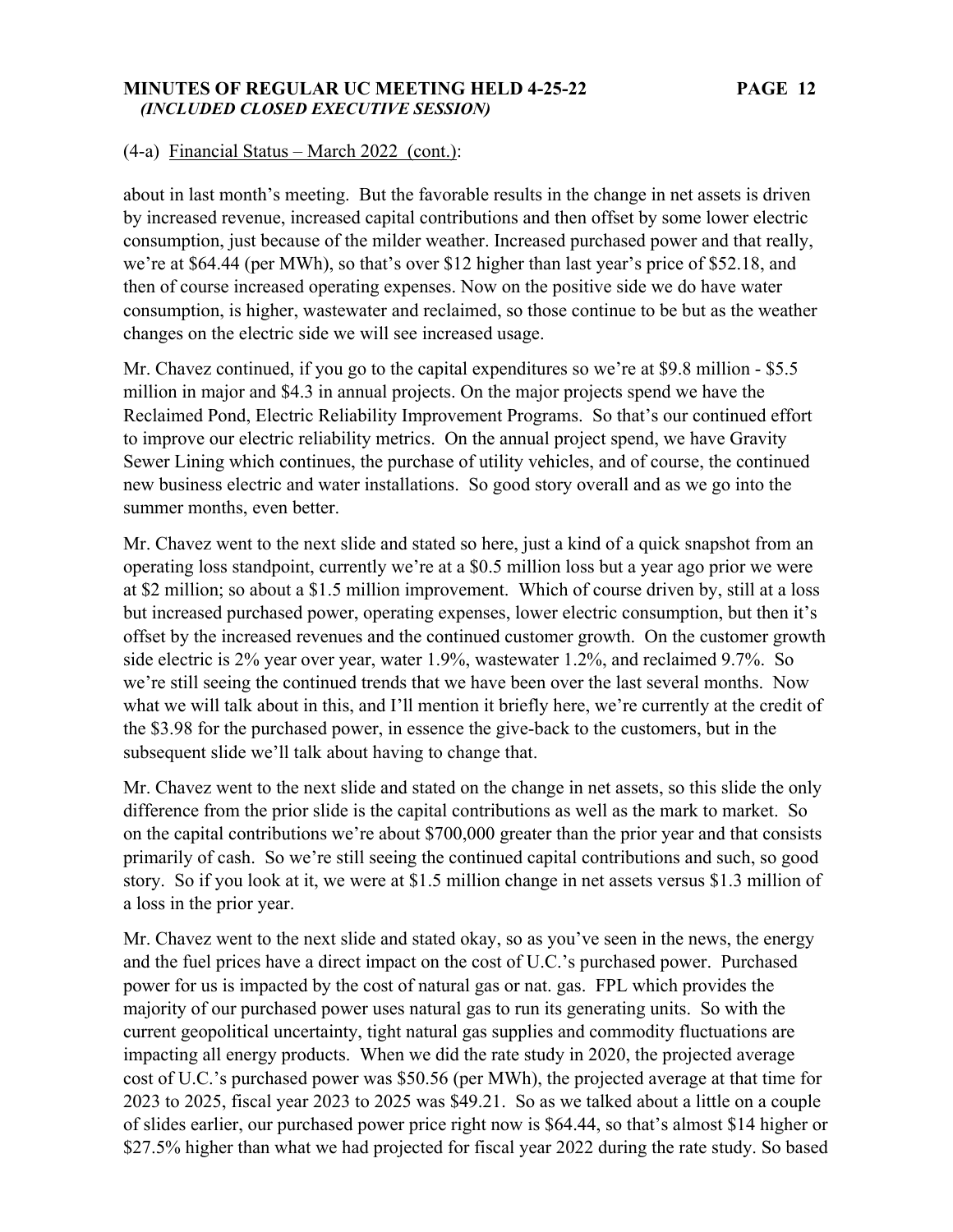(4-a) Financial Status – March 2022 (cont.):

about in last month's meeting. But the favorable results in the change in net assets is driven by increased revenue, increased capital contributions and then offset by some lower electric consumption, just because of the milder weather. Increased purchased power and that really, we're at $64.44 (per MWh), so that's over $12 higher than last year's price of $52.18, and then of course increased operating expenses. Now on the positive side we do have water consumption, is higher, wastewater and reclaimed, so those continue to be but as the weather changes on the electric side we will see increased usage.

Mr. Chavez continued, if you go to the capital expenditures so we're at $9.8 million - $5.5 million in major and $4.3 in annual projects. On the major projects spend we have the Reclaimed Pond, Electric Reliability Improvement Programs. So that's our continued effort to improve our electric reliability metrics. On the annual project spend, we have Gravity Sewer Lining which continues, the purchase of utility vehicles, and of course, the continued new business electric and water installations. So good story overall and as we go into the summer months, even better.

Mr. Chavez went to the next slide and stated so here, just a kind of a quick snapshot from an operating loss standpoint, currently we're at a $0.5 million loss but a year ago prior we were at $2 million; so about a $1.5 million improvement. Which of course driven by, still at a loss but increased purchased power, operating expenses, lower electric consumption, but then it's offset by the increased revenues and the continued customer growth. On the customer growth side electric is 2% year over year, water 1.9%, wastewater 1.2%, and reclaimed 9.7%. So we're still seeing the continued trends that we have been over the last several months. Now what we will talk about in this, and I'll mention it briefly here, we're currently at the credit of the $3.98 for the purchased power, in essence the give-back to the customers, but in the subsequent slide we'll talk about having to change that.

Mr. Chavez went to the next slide and stated on the change in net assets, so this slide the only difference from the prior slide is the capital contributions as well as the mark to market. So on the capital contributions we're about $700,000 greater than the prior year and that consists primarily of cash. So we're still seeing the continued capital contributions and such, so good story. So if you look at it, we were at $1.5 million change in net assets versus $1.3 million of a loss in the prior year.

Mr. Chavez went to the next slide and stated okay, so as you've seen in the news, the energy and the fuel prices have a direct impact on the cost of U.C.'s purchased power. Purchased power for us is impacted by the cost of natural gas or nat. gas. FPL which provides the majority of our purchased power uses natural gas to run its generating units. So with the current geopolitical uncertainty, tight natural gas supplies and commodity fluctuations are impacting all energy products. When we did the rate study in 2020, the projected average cost of U.C.'s purchased power was $50.56 (per MWh), the projected average at that time for 2023 to 2025, fiscal year 2023 to 2025 was $49.21. So as we talked about a little on a couple of slides earlier, our purchased power price right now is $64.44, so that's almost $14 higher or $27.5% higher than what we had projected for fiscal year 2022 during the rate study. So based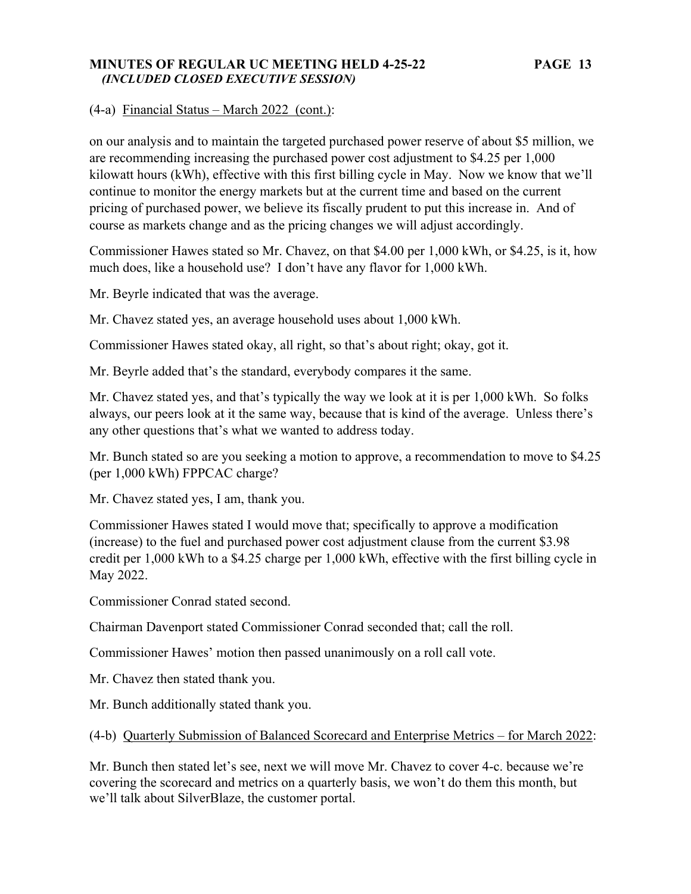(4-a) Financial Status – March 2022 (cont.):

on our analysis and to maintain the targeted purchased power reserve of about $5 million, we are recommending increasing the purchased power cost adjustment to $4.25 per 1,000 kilowatt hours (kWh), effective with this first billing cycle in May. Now we know that we'll continue to monitor the energy markets but at the current time and based on the current pricing of purchased power, we believe its fiscally prudent to put this increase in. And of course as markets change and as the pricing changes we will adjust accordingly.

Commissioner Hawes stated so Mr. Chavez, on that $4.00 per 1,000 kWh, or $4.25, is it, how much does, like a household use? I don't have any flavor for 1,000 kWh.

Mr. Beyrle indicated that was the average.

Mr. Chavez stated yes, an average household uses about 1,000 kWh.

Commissioner Hawes stated okay, all right, so that's about right; okay, got it.

Mr. Beyrle added that's the standard, everybody compares it the same.

Mr. Chavez stated yes, and that's typically the way we look at it is per 1,000 kWh. So folks always, our peers look at it the same way, because that is kind of the average. Unless there's any other questions that's what we wanted to address today.

Mr. Bunch stated so are you seeking a motion to approve, a recommendation to move to $4.25 (per 1,000 kWh) FPPCAC charge?

Mr. Chavez stated yes, I am, thank you.

Commissioner Hawes stated I would move that; specifically to approve a modification (increase) to the fuel and purchased power cost adjustment clause from the current $3.98 credit per 1,000 kWh to a $4.25 charge per 1,000 kWh, effective with the first billing cycle in May 2022.

Commissioner Conrad stated second.

Chairman Davenport stated Commissioner Conrad seconded that; call the roll.

Commissioner Hawes' motion then passed unanimously on a roll call vote.

Mr. Chavez then stated thank you.

Mr. Bunch additionally stated thank you.

(4-b) Quarterly Submission of Balanced Scorecard and Enterprise Metrics – for March 2022:

Mr. Bunch then stated let's see, next we will move Mr. Chavez to cover 4-c. because we're covering the scorecard and metrics on a quarterly basis, we won't do them this month, but we'll talk about SilverBlaze, the customer portal.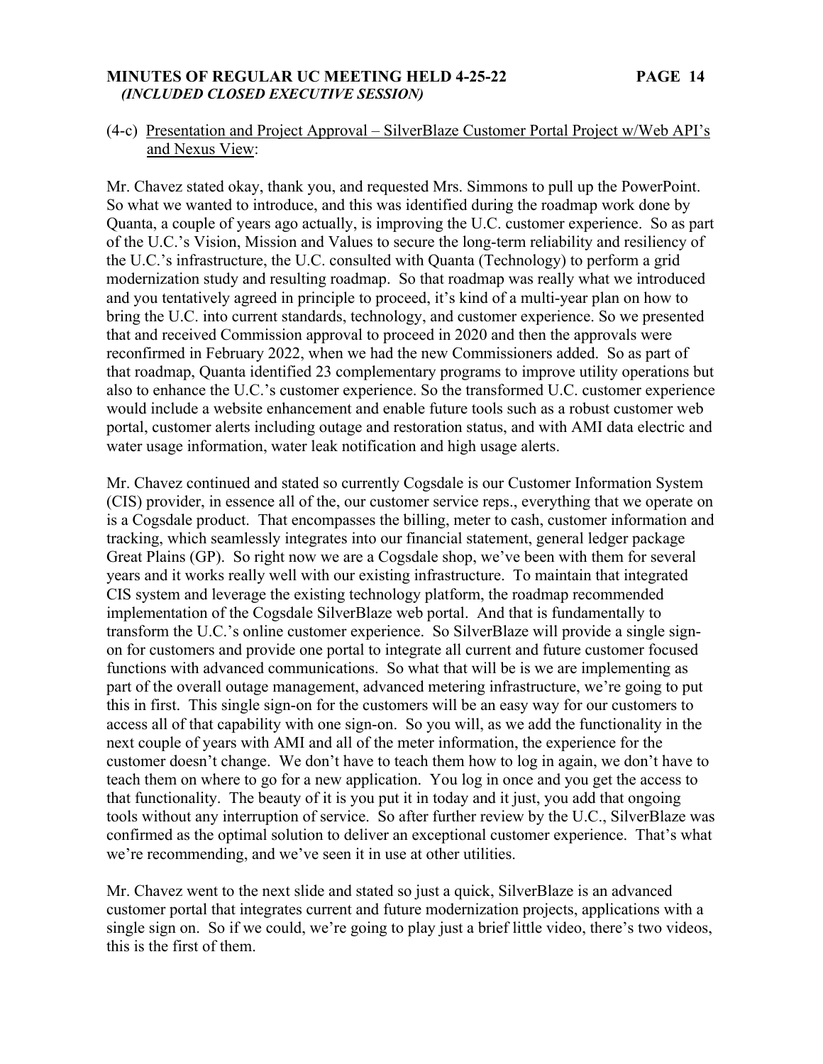(4-c) Presentation and Project Approval – SilverBlaze Customer Portal Project w/Web API's and Nexus View:

Mr. Chavez stated okay, thank you, and requested Mrs. Simmons to pull up the PowerPoint. So what we wanted to introduce, and this was identified during the roadmap work done by Quanta, a couple of years ago actually, is improving the U.C. customer experience. So as part of the U.C.'s Vision, Mission and Values to secure the long-term reliability and resiliency of the U.C.'s infrastructure, the U.C. consulted with Quanta (Technology) to perform a grid modernization study and resulting roadmap. So that roadmap was really what we introduced and you tentatively agreed in principle to proceed, it's kind of a multi-year plan on how to bring the U.C. into current standards, technology, and customer experience. So we presented that and received Commission approval to proceed in 2020 and then the approvals were reconfirmed in February 2022, when we had the new Commissioners added. So as part of that roadmap, Quanta identified 23 complementary programs to improve utility operations but also to enhance the U.C.'s customer experience. So the transformed U.C. customer experience would include a website enhancement and enable future tools such as a robust customer web portal, customer alerts including outage and restoration status, and with AMI data electric and water usage information, water leak notification and high usage alerts.

Mr. Chavez continued and stated so currently Cogsdale is our Customer Information System (CIS) provider, in essence all of the, our customer service reps., everything that we operate on is a Cogsdale product. That encompasses the billing, meter to cash, customer information and tracking, which seamlessly integrates into our financial statement, general ledger package Great Plains (GP). So right now we are a Cogsdale shop, we've been with them for several years and it works really well with our existing infrastructure. To maintain that integrated CIS system and leverage the existing technology platform, the roadmap recommended implementation of the Cogsdale SilverBlaze web portal. And that is fundamentally to transform the U.C.'s online customer experience. So SilverBlaze will provide a single sign-on for customers and provide one portal to integrate all current and future customer focused functions with advanced communications. So what that will be is we are implementing as part of the overall outage management, advanced metering infrastructure, we're going to put this in first. This single sign-on for the customers will be an easy way for our customers to access all of that capability with one sign-on. So you will, as we add the functionality in the next couple of years with AMI and all of the meter information, the experience for the customer doesn't change. We don't have to teach them how to log in again, we don't have to teach them on where to go for a new application. You log in once and you get the access to that functionality. The beauty of it is you put it in today and it just, you add that ongoing tools without any interruption of service. So after further review by the U.C., SilverBlaze was confirmed as the optimal solution to deliver an exceptional customer experience. That's what we're recommending, and we've seen it in use at other utilities.

Mr. Chavez went to the next slide and stated so just a quick, SilverBlaze is an advanced customer portal that integrates current and future modernization projects, applications with a single sign on. So if we could, we're going to play just a brief little video, there's two videos, this is the first of them.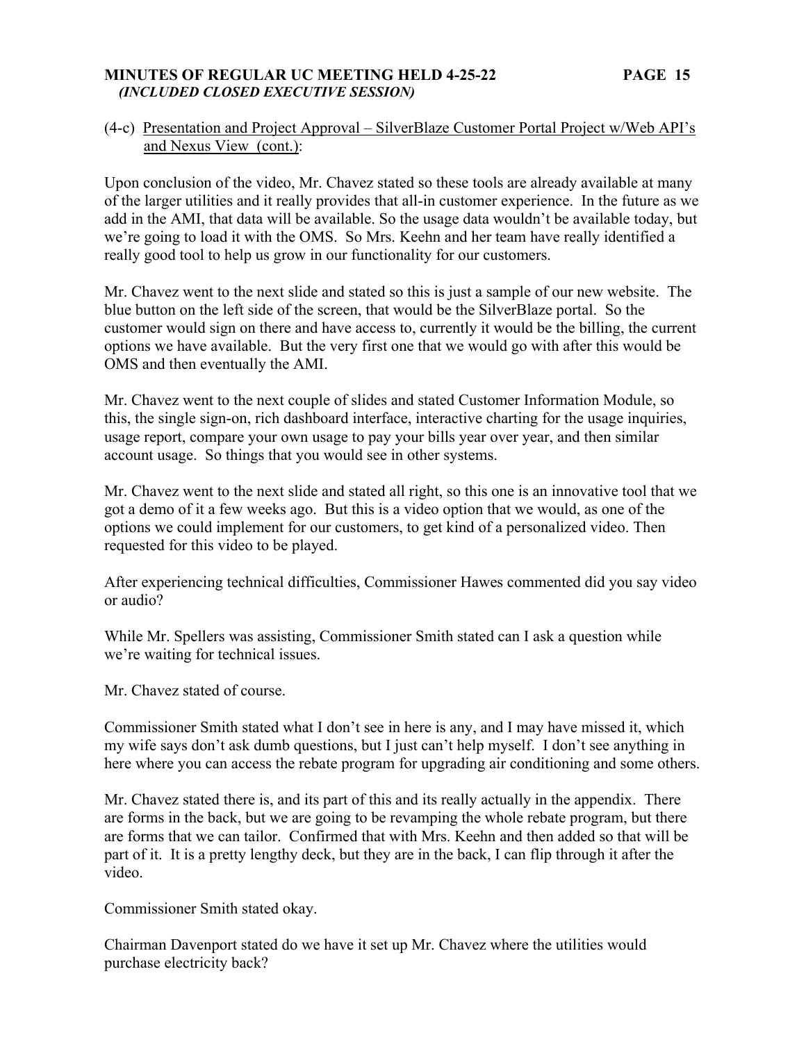(4-c) Presentation and Project Approval – SilverBlaze Customer Portal Project w/Web API's and Nexus View (cont.):

Upon conclusion of the video, Mr. Chavez stated so these tools are already available at many of the larger utilities and it really provides that all-in customer experience. In the future as we add in the AMI, that data will be available. So the usage data wouldn't be available today, but we're going to load it with the OMS. So Mrs. Keehn and her team have really identified a really good tool to help us grow in our functionality for our customers.

Mr. Chavez went to the next slide and stated so this is just a sample of our new website. The blue button on the left side of the screen, that would be the SilverBlaze portal. So the customer would sign on there and have access to, currently it would be the billing, the current options we have available. But the very first one that we would go with after this would be OMS and then eventually the AMI.

Mr. Chavez went to the next couple of slides and stated Customer Information Module, so this, the single sign-on, rich dashboard interface, interactive charting for the usage inquiries, usage report, compare your own usage to pay your bills year over year, and then similar account usage. So things that you would see in other systems.

Mr. Chavez went to the next slide and stated all right, so this one is an innovative tool that we got a demo of it a few weeks ago. But this is a video option that we would, as one of the options we could implement for our customers, to get kind of a personalized video. Then requested for this video to be played.

After experiencing technical difficulties, Commissioner Hawes commented did you say video or audio?

While Mr. Spellers was assisting, Commissioner Smith stated can I ask a question while we're waiting for technical issues.

Mr. Chavez stated of course.

Commissioner Smith stated what I don't see in here is any, and I may have missed it, which my wife says don't ask dumb questions, but I just can't help myself. I don't see anything in here where you can access the rebate program for upgrading air conditioning and some others.

Mr. Chavez stated there is, and its part of this and its really actually in the appendix. There are forms in the back, but we are going to be revamping the whole rebate program, but there are forms that we can tailor. Confirmed that with Mrs. Keehn and then added so that will be part of it. It is a pretty lengthy deck, but they are in the back, I can flip through it after the video.

Commissioner Smith stated okay.

Chairman Davenport stated do we have it set up Mr. Chavez where the utilities would purchase electricity back?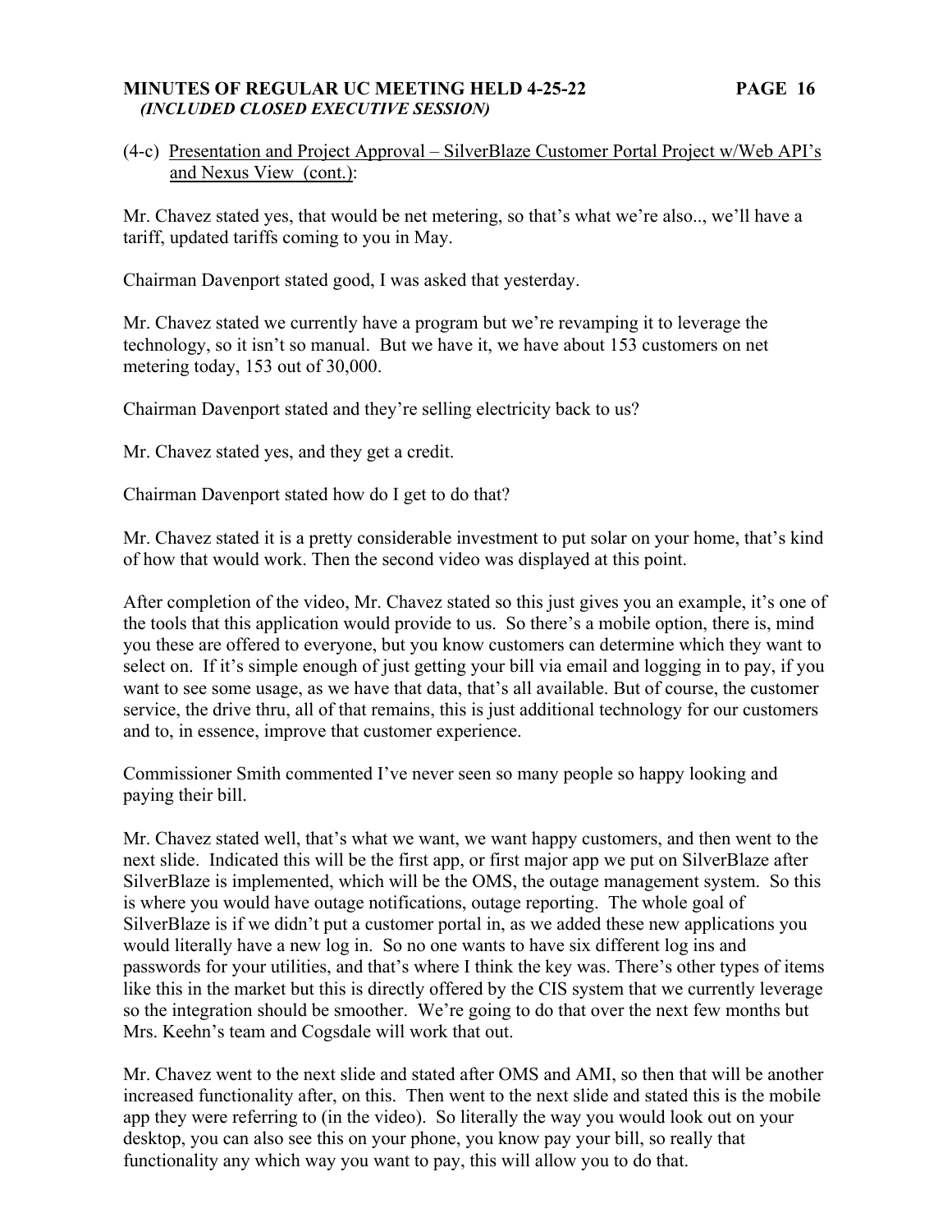(4-c) Presentation and Project Approval – SilverBlaze Customer Portal Project w/Web API's and Nexus View (cont.):

Mr. Chavez stated yes, that would be net metering, so that's what we're also.., we'll have a tariff, updated tariffs coming to you in May.

Chairman Davenport stated good, I was asked that yesterday.

Mr. Chavez stated we currently have a program but we're revamping it to leverage the technology, so it isn't so manual. But we have it, we have about 153 customers on net metering today, 153 out of 30,000.

Chairman Davenport stated and they're selling electricity back to us?

Mr. Chavez stated yes, and they get a credit.

Chairman Davenport stated how do I get to do that?

Mr. Chavez stated it is a pretty considerable investment to put solar on your home, that's kind of how that would work. Then the second video was displayed at this point.

After completion of the video, Mr. Chavez stated so this just gives you an example, it's one of the tools that this application would provide to us. So there's a mobile option, there is, mind you these are offered to everyone, but you know customers can determine which they want to select on. If it's simple enough of just getting your bill via email and logging in to pay, if you want to see some usage, as we have that data, that's all available. But of course, the customer service, the drive thru, all of that remains, this is just additional technology for our customers and to, in essence, improve that customer experience.

Commissioner Smith commented I've never seen so many people so happy looking and paying their bill.

Mr. Chavez stated well, that's what we want, we want happy customers, and then went to the next slide. Indicated this will be the first app, or first major app we put on SilverBlaze after SilverBlaze is implemented, which will be the OMS, the outage management system. So this is where you would have outage notifications, outage reporting. The whole goal of SilverBlaze is if we didn't put a customer portal in, as we added these new applications you would literally have a new log in. So no one wants to have six different log ins and passwords for your utilities, and that's where I think the key was. There's other types of items like this in the market but this is directly offered by the CIS system that we currently leverage so the integration should be smoother. We're going to do that over the next few months but Mrs. Keehn's team and Cogsdale will work that out.

Mr. Chavez went to the next slide and stated after OMS and AMI, so then that will be another increased functionality after, on this. Then went to the next slide and stated this is the mobile app they were referring to (in the video). So literally the way you would look out on your desktop, you can also see this on your phone, you know pay your bill, so really that functionality any which way you want to pay, this will allow you to do that.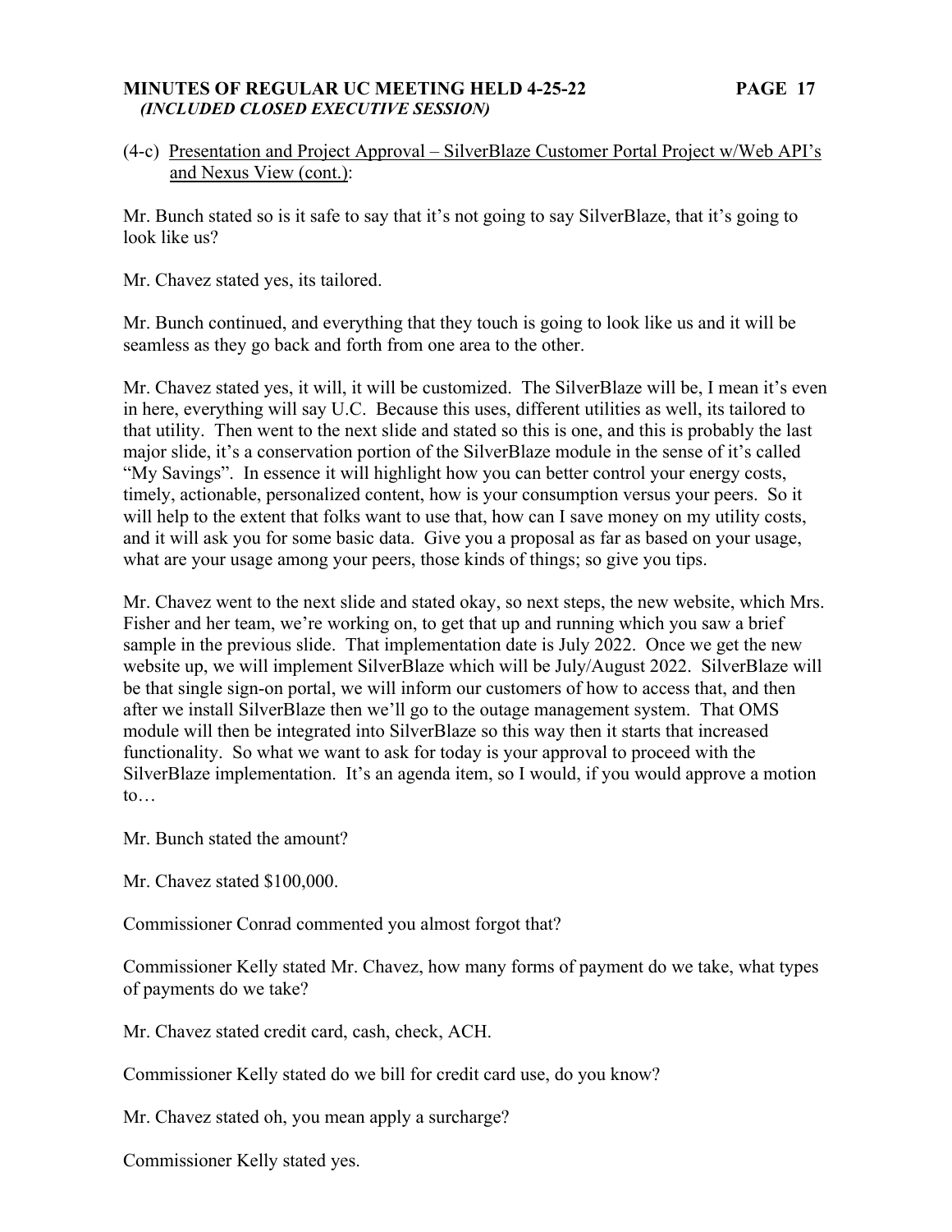(4-c) <u>Presentation and Project Approval – SilverBlaze Customer Portal Project w/Web API's and Nexus View (cont.)</u>:

Mr. Bunch stated so is it safe to say that it's not going to say SilverBlaze, that it's going to look like us?

Mr. Chavez stated yes, its tailored.

Mr. Bunch continued, and everything that they touch is going to look like us and it will be seamless as they go back and forth from one area to the other.

Mr. Chavez stated yes, it will, it will be customized. The SilverBlaze will be, I mean it's even in here, everything will say U.C. Because this uses, different utilities as well, its tailored to that utility. Then went to the next slide and stated so this is one, and this is probably the last major slide, it's a conservation portion of the SilverBlaze module in the sense of it's called "My Savings". In essence it will highlight how you can better control your energy costs, timely, actionable, personalized content, how is your consumption versus your peers. So it will help to the extent that folks want to use that, how can I save money on my utility costs, and it will ask you for some basic data. Give you a proposal as far as based on your usage, what are your usage among your peers, those kinds of things; so give you tips.

Mr. Chavez went to the next slide and stated okay, so next steps, the new website, which Mrs. Fisher and her team, we're working on, to get that up and running which you saw a brief sample in the previous slide. That implementation date is July 2022. Once we get the new website up, we will implement SilverBlaze which will be July/August 2022. SilverBlaze will be that single sign-on portal, we will inform our customers of how to access that, and then after we install SilverBlaze then we'll go to the outage management system. That OMS module will then be integrated into SilverBlaze so this way then it starts that increased functionality. So what we want to ask for today is your approval to proceed with the SilverBlaze implementation. It's an agenda item, so I would, if you would approve a motion to…

Mr. Bunch stated the amount?

Mr. Chavez stated $100,000.

Commissioner Conrad commented you almost forgot that?

Commissioner Kelly stated Mr. Chavez, how many forms of payment do we take, what types of payments do we take?

Mr. Chavez stated credit card, cash, check, ACH.

Commissioner Kelly stated do we bill for credit card use, do you know?

Mr. Chavez stated oh, you mean apply a surcharge?

Commissioner Kelly stated yes.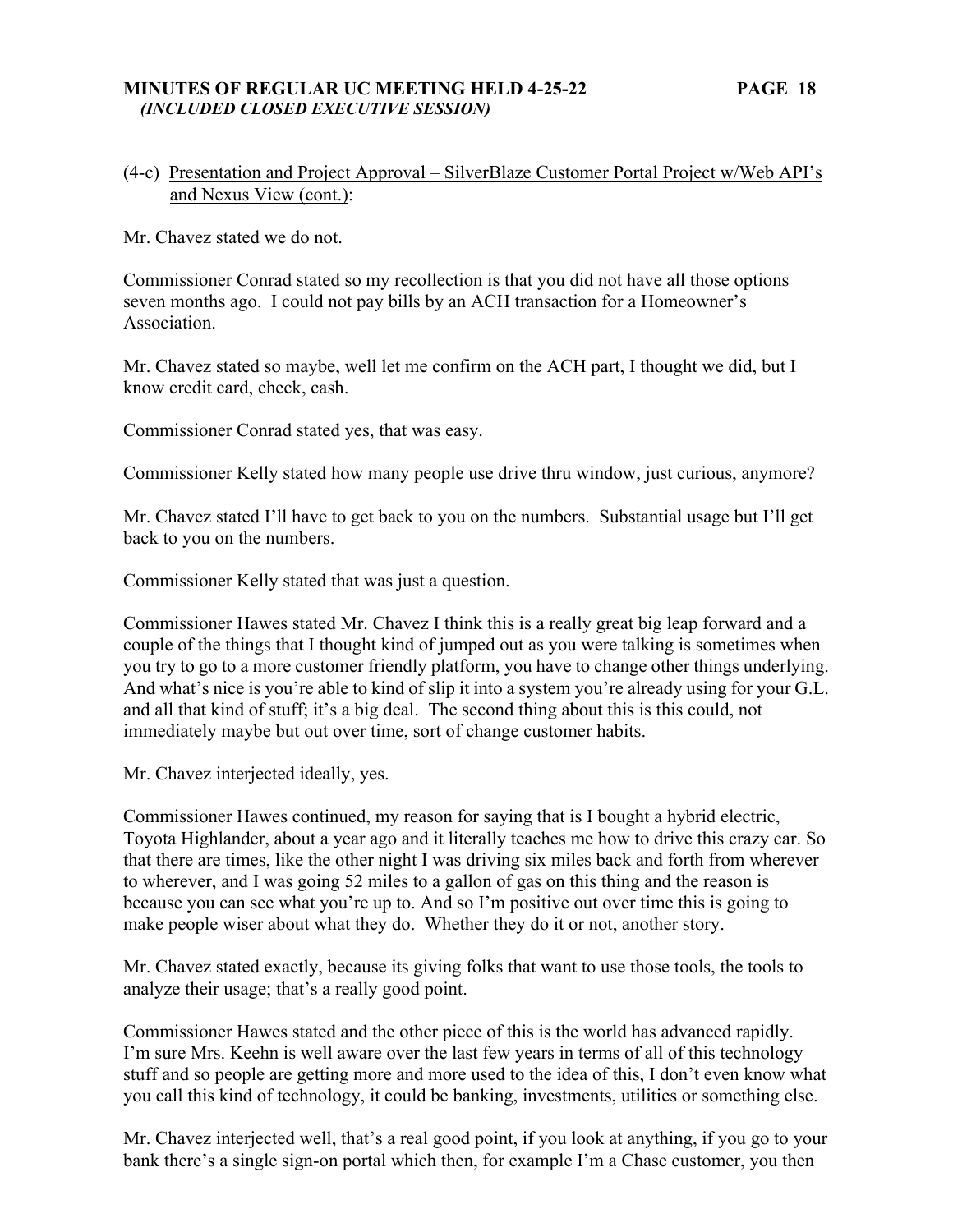(4-c) Presentation and Project Approval – SilverBlaze Customer Portal Project w/Web API's and Nexus View (cont.):

Mr. Chavez stated we do not.

Commissioner Conrad stated so my recollection is that you did not have all those options seven months ago. I could not pay bills by an ACH transaction for a Homeowner's Association.

Mr. Chavez stated so maybe, well let me confirm on the ACH part, I thought we did, but I know credit card, check, cash.

Commissioner Conrad stated yes, that was easy.

Commissioner Kelly stated how many people use drive thru window, just curious, anymore?

Mr. Chavez stated I'll have to get back to you on the numbers. Substantial usage but I'll get back to you on the numbers.

Commissioner Kelly stated that was just a question.

Commissioner Hawes stated Mr. Chavez I think this is a really great big leap forward and a couple of the things that I thought kind of jumped out as you were talking is sometimes when you try to go to a more customer friendly platform, you have to change other things underlying. And what's nice is you're able to kind of slip it into a system you're already using for your G.L. and all that kind of stuff; it's a big deal. The second thing about this is this could, not immediately maybe but out over time, sort of change customer habits.

Mr. Chavez interjected ideally, yes.

Commissioner Hawes continued, my reason for saying that is I bought a hybrid electric, Toyota Highlander, about a year ago and it literally teaches me how to drive this crazy car. So that there are times, like the other night I was driving six miles back and forth from wherever to wherever, and I was going 52 miles to a gallon of gas on this thing and the reason is because you can see what you're up to. And so I'm positive out over time this is going to make people wiser about what they do. Whether they do it or not, another story.

Mr. Chavez stated exactly, because its giving folks that want to use those tools, the tools to analyze their usage; that's a really good point.

Commissioner Hawes stated and the other piece of this is the world has advanced rapidly. I'm sure Mrs. Keehn is well aware over the last few years in terms of all of this technology stuff and so people are getting more and more used to the idea of this, I don't even know what you call this kind of technology, it could be banking, investments, utilities or something else.

Mr. Chavez interjected well, that's a real good point, if you look at anything, if you go to your bank there's a single sign-on portal which then, for example I'm a Chase customer, you then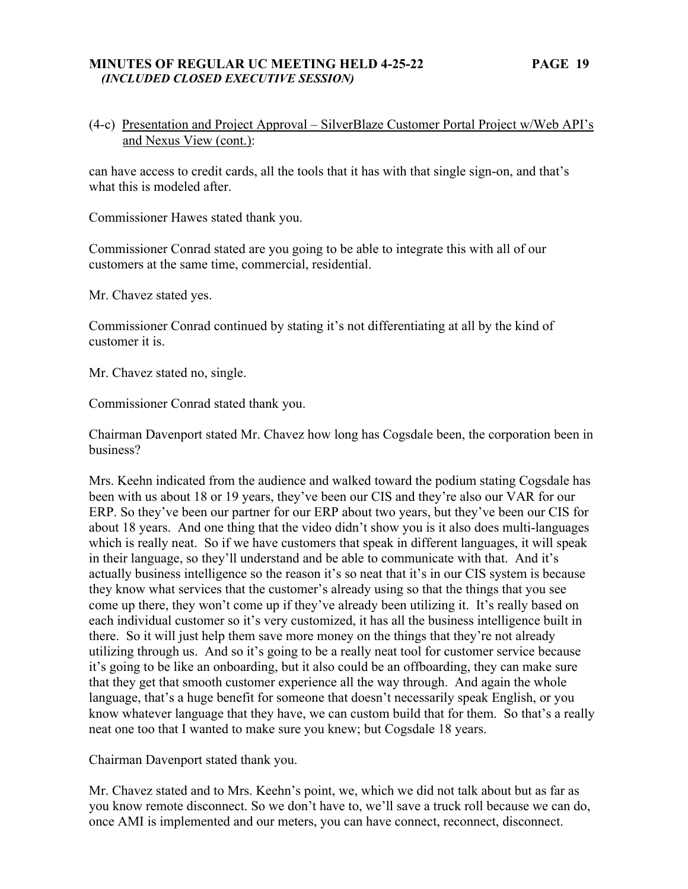(4-c) Presentation and Project Approval – SilverBlaze Customer Portal Project w/Web API's and Nexus View (cont.):

can have access to credit cards, all the tools that it has with that single sign-on, and that's what this is modeled after.

Commissioner Hawes stated thank you.

Commissioner Conrad stated are you going to be able to integrate this with all of our customers at the same time, commercial, residential.

Mr. Chavez stated yes.

Commissioner Conrad continued by stating it's not differentiating at all by the kind of customer it is.

Mr. Chavez stated no, single.

Commissioner Conrad stated thank you.

Chairman Davenport stated Mr. Chavez how long has Cogsdale been, the corporation been in business?

Mrs. Keehn indicated from the audience and walked toward the podium stating Cogsdale has been with us about 18 or 19 years, they've been our CIS and they're also our VAR for our ERP. So they've been our partner for our ERP about two years, but they've been our CIS for about 18 years. And one thing that the video didn't show you is it also does multi-languages which is really neat. So if we have customers that speak in different languages, it will speak in their language, so they'll understand and be able to communicate with that. And it's actually business intelligence so the reason it's so neat that it's in our CIS system is because they know what services that the customer's already using so that the things that you see come up there, they won't come up if they've already been utilizing it. It's really based on each individual customer so it's very customized, it has all the business intelligence built in there. So it will just help them save more money on the things that they're not already utilizing through us. And so it's going to be a really neat tool for customer service because it's going to be like an onboarding, but it also could be an offboarding, they can make sure that they get that smooth customer experience all the way through. And again the whole language, that's a huge benefit for someone that doesn't necessarily speak English, or you know whatever language that they have, we can custom build that for them. So that's a really neat one too that I wanted to make sure you knew; but Cogsdale 18 years.

Chairman Davenport stated thank you.

Mr. Chavez stated and to Mrs. Keehn's point, we, which we did not talk about but as far as you know remote disconnect. So we don't have to, we'll save a truck roll because we can do, once AMI is implemented and our meters, you can have connect, reconnect, disconnect.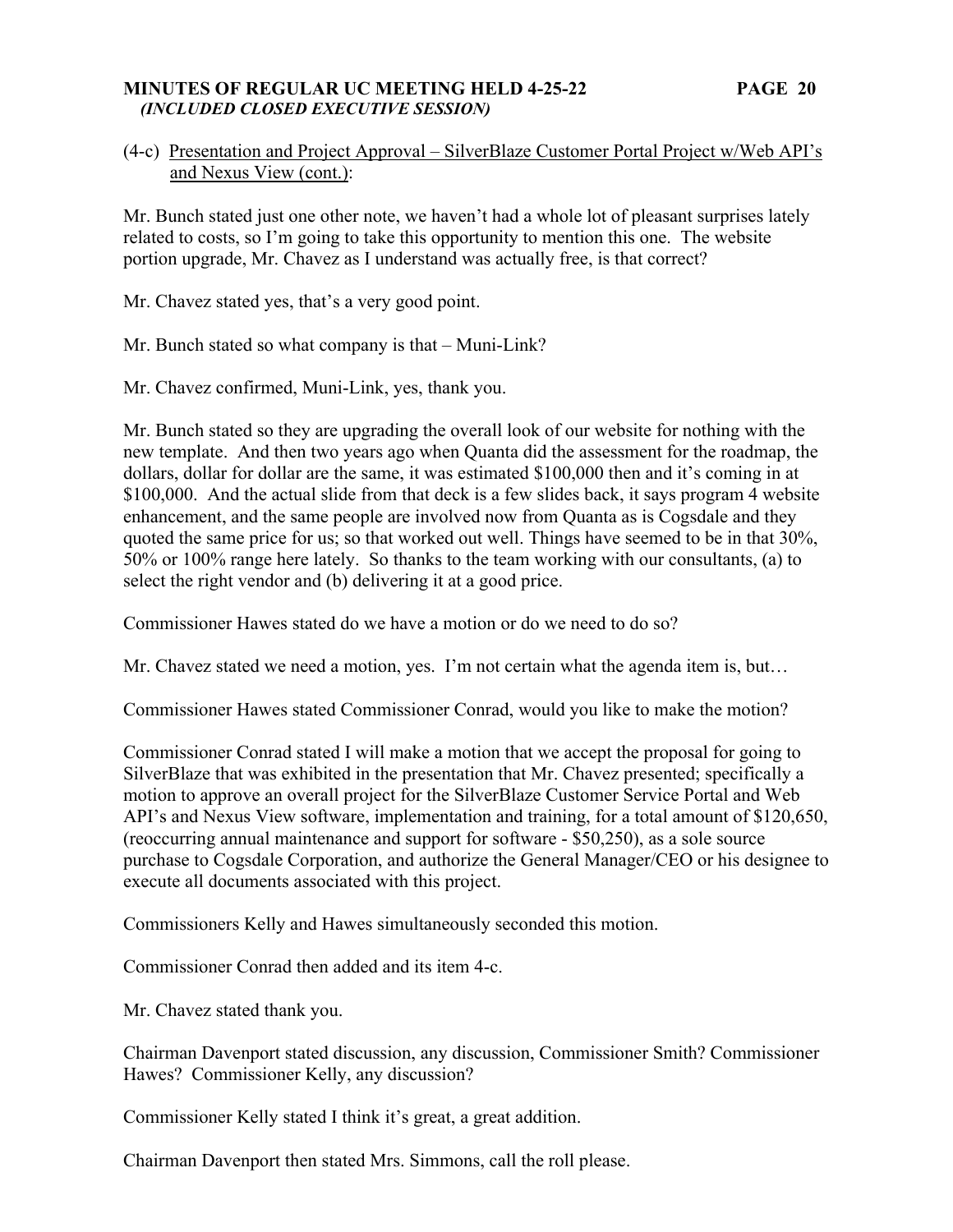(4-c) Presentation and Project Approval – SilverBlaze Customer Portal Project w/Web API's and Nexus View (cont.):

Mr. Bunch stated just one other note, we haven't had a whole lot of pleasant surprises lately related to costs, so I'm going to take this opportunity to mention this one. The website portion upgrade, Mr. Chavez as I understand was actually free, is that correct?

Mr. Chavez stated yes, that's a very good point.

Mr. Bunch stated so what company is that – Muni-Link?

Mr. Chavez confirmed, Muni-Link, yes, thank you.

Mr. Bunch stated so they are upgrading the overall look of our website for nothing with the new template. And then two years ago when Quanta did the assessment for the roadmap, the dollars, dollar for dollar are the same, it was estimated $100,000 then and it's coming in at $100,000. And the actual slide from that deck is a few slides back, it says program 4 website enhancement, and the same people are involved now from Quanta as is Cogsdale and they quoted the same price for us; so that worked out well. Things have seemed to be in that 30%, 50% or 100% range here lately. So thanks to the team working with our consultants, (a) to select the right vendor and (b) delivering it at a good price.

Commissioner Hawes stated do we have a motion or do we need to do so?

Mr. Chavez stated we need a motion, yes. I'm not certain what the agenda item is, but…

Commissioner Hawes stated Commissioner Conrad, would you like to make the motion?

Commissioner Conrad stated I will make a motion that we accept the proposal for going to SilverBlaze that was exhibited in the presentation that Mr. Chavez presented; specifically a motion to approve an overall project for the SilverBlaze Customer Service Portal and Web API's and Nexus View software, implementation and training, for a total amount of $120,650, (reoccurring annual maintenance and support for software - $50,250), as a sole source purchase to Cogsdale Corporation, and authorize the General Manager/CEO or his designee to execute all documents associated with this project.

Commissioners Kelly and Hawes simultaneously seconded this motion.

Commissioner Conrad then added and its item 4-c.

Mr. Chavez stated thank you.

Chairman Davenport stated discussion, any discussion, Commissioner Smith? Commissioner Hawes? Commissioner Kelly, any discussion?

Commissioner Kelly stated I think it's great, a great addition.

Chairman Davenport then stated Mrs. Simmons, call the roll please.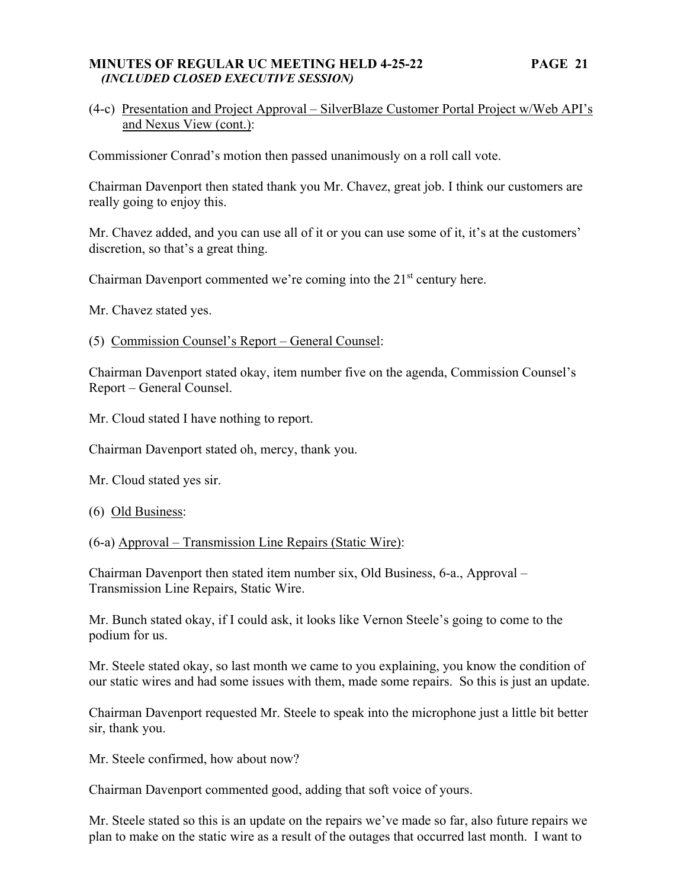(4-c) Presentation and Project Approval – SilverBlaze Customer Portal Project w/Web API's and Nexus View (cont.):

Commissioner Conrad's motion then passed unanimously on a roll call vote.

Chairman Davenport then stated thank you Mr. Chavez, great job. I think our customers are really going to enjoy this.

Mr. Chavez added, and you can use all of it or you can use some of it, it's at the customers' discretion, so that's a great thing.

Chairman Davenport commented we're coming into the 21st century here.

Mr. Chavez stated yes.

(5) Commission Counsel's Report – General Counsel:

Chairman Davenport stated okay, item number five on the agenda, Commission Counsel's Report – General Counsel.

Mr. Cloud stated I have nothing to report.

Chairman Davenport stated oh, mercy, thank you.

Mr. Cloud stated yes sir.

(6) Old Business:

(6-a) Approval – Transmission Line Repairs (Static Wire):

Chairman Davenport then stated item number six, Old Business, 6-a., Approval – Transmission Line Repairs, Static Wire.

Mr. Bunch stated okay, if I could ask, it looks like Vernon Steele's going to come to the podium for us.

Mr. Steele stated okay, so last month we came to you explaining, you know the condition of our static wires and had some issues with them, made some repairs. So this is just an update.

Chairman Davenport requested Mr. Steele to speak into the microphone just a little bit better sir, thank you.

Mr. Steele confirmed, how about now?

Chairman Davenport commented good, adding that soft voice of yours.

Mr. Steele stated so this is an update on the repairs we've made so far, also future repairs we plan to make on the static wire as a result of the outages that occurred last month. I want to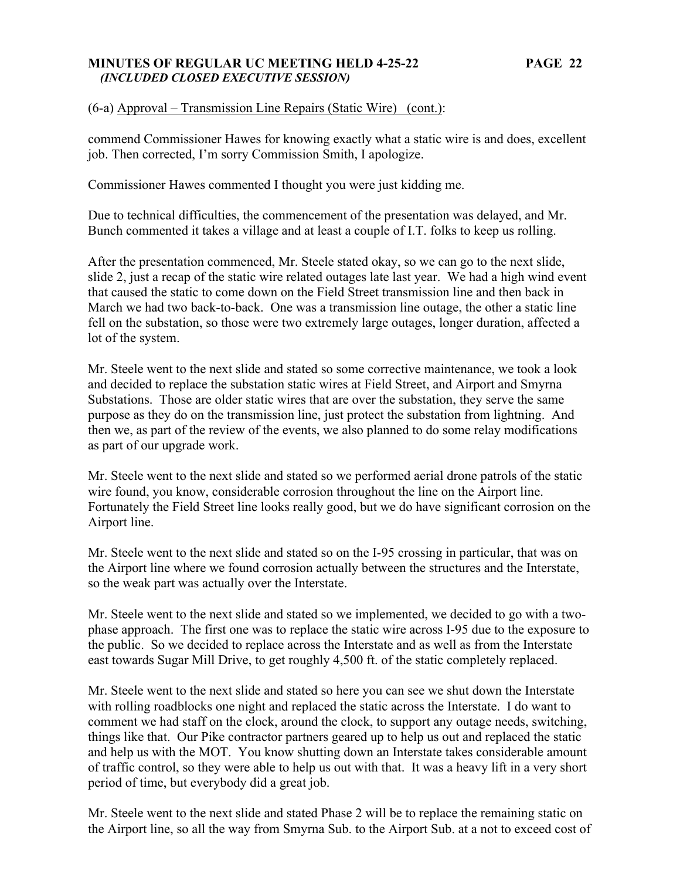(6-a) Approval – Transmission Line Repairs (Static Wire) (cont.):

commend Commissioner Hawes for knowing exactly what a static wire is and does, excellent job. Then corrected, I'm sorry Commission Smith, I apologize.

Commissioner Hawes commented I thought you were just kidding me.

Due to technical difficulties, the commencement of the presentation was delayed, and Mr. Bunch commented it takes a village and at least a couple of I.T. folks to keep us rolling.

After the presentation commenced, Mr. Steele stated okay, so we can go to the next slide, slide 2, just a recap of the static wire related outages late last year. We had a high wind event that caused the static to come down on the Field Street transmission line and then back in March we had two back-to-back. One was a transmission line outage, the other a static line fell on the substation, so those were two extremely large outages, longer duration, affected a lot of the system.

Mr. Steele went to the next slide and stated so some corrective maintenance, we took a look and decided to replace the substation static wires at Field Street, and Airport and Smyrna Substations. Those are older static wires that are over the substation, they serve the same purpose as they do on the transmission line, just protect the substation from lightning. And then we, as part of the review of the events, we also planned to do some relay modifications as part of our upgrade work.

Mr. Steele went to the next slide and stated so we performed aerial drone patrols of the static wire found, you know, considerable corrosion throughout the line on the Airport line. Fortunately the Field Street line looks really good, but we do have significant corrosion on the Airport line.

Mr. Steele went to the next slide and stated so on the I-95 crossing in particular, that was on the Airport line where we found corrosion actually between the structures and the Interstate, so the weak part was actually over the Interstate.

Mr. Steele went to the next slide and stated so we implemented, we decided to go with a two-phase approach. The first one was to replace the static wire across I-95 due to the exposure to the public. So we decided to replace across the Interstate and as well as from the Interstate east towards Sugar Mill Drive, to get roughly 4,500 ft. of the static completely replaced.

Mr. Steele went to the next slide and stated so here you can see we shut down the Interstate with rolling roadblocks one night and replaced the static across the Interstate. I do want to comment we had staff on the clock, around the clock, to support any outage needs, switching, things like that. Our Pike contractor partners geared up to help us out and replaced the static and help us with the MOT. You know shutting down an Interstate takes considerable amount of traffic control, so they were able to help us out with that. It was a heavy lift in a very short period of time, but everybody did a great job.

Mr. Steele went to the next slide and stated Phase 2 will be to replace the remaining static on the Airport line, so all the way from Smyrna Sub. to the Airport Sub. at a not to exceed cost of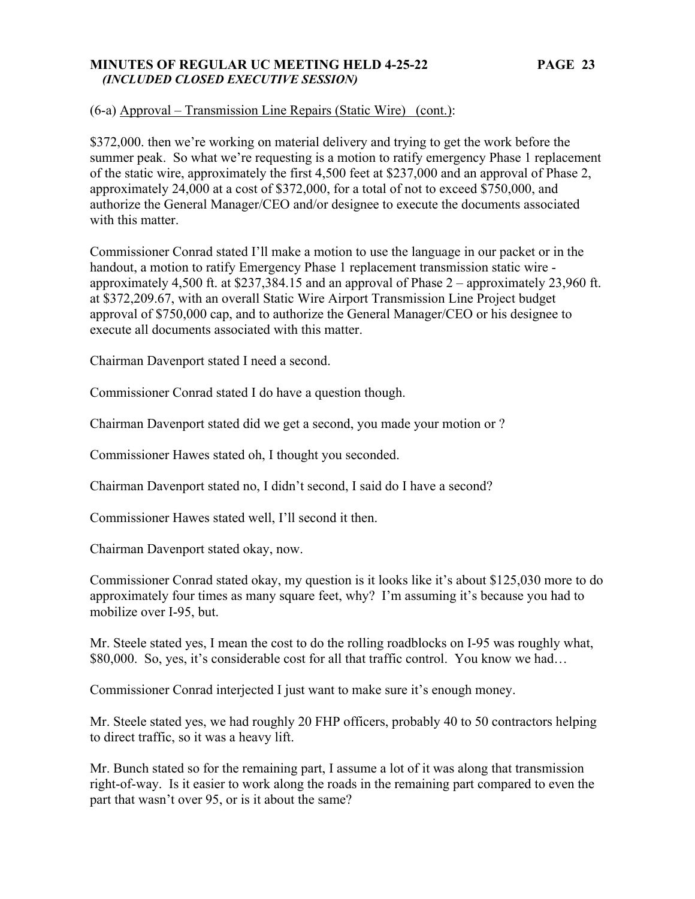(6-a) Approval – Transmission Line Repairs (Static Wire) (cont.):

$372,000. then we're working on material delivery and trying to get the work before the summer peak. So what we're requesting is a motion to ratify emergency Phase 1 replacement of the static wire, approximately the first 4,500 feet at $237,000 and an approval of Phase 2, approximately 24,000 at a cost of $372,000, for a total of not to exceed $750,000, and authorize the General Manager/CEO and/or designee to execute the documents associated with this matter.

Commissioner Conrad stated I'll make a motion to use the language in our packet or in the handout, a motion to ratify Emergency Phase 1 replacement transmission static wire - approximately 4,500 ft. at $237,384.15 and an approval of Phase 2 – approximately 23,960 ft. at $372,209.67, with an overall Static Wire Airport Transmission Line Project budget approval of $750,000 cap, and to authorize the General Manager/CEO or his designee to execute all documents associated with this matter.

Chairman Davenport stated I need a second.

Commissioner Conrad stated I do have a question though.

Chairman Davenport stated did we get a second, you made your motion or ?

Commissioner Hawes stated oh, I thought you seconded.

Chairman Davenport stated no, I didn't second, I said do I have a second?

Commissioner Hawes stated well, I'll second it then.

Chairman Davenport stated okay, now.

Commissioner Conrad stated okay, my question is it looks like it's about $125,030 more to do approximately four times as many square feet, why? I'm assuming it's because you had to mobilize over I-95, but.

Mr. Steele stated yes, I mean the cost to do the rolling roadblocks on I-95 was roughly what, $80,000. So, yes, it's considerable cost for all that traffic control. You know we had…

Commissioner Conrad interjected I just want to make sure it's enough money.

Mr. Steele stated yes, we had roughly 20 FHP officers, probably 40 to 50 contractors helping to direct traffic, so it was a heavy lift.

Mr. Bunch stated so for the remaining part, I assume a lot of it was along that transmission right-of-way. Is it easier to work along the roads in the remaining part compared to even the part that wasn't over 95, or is it about the same?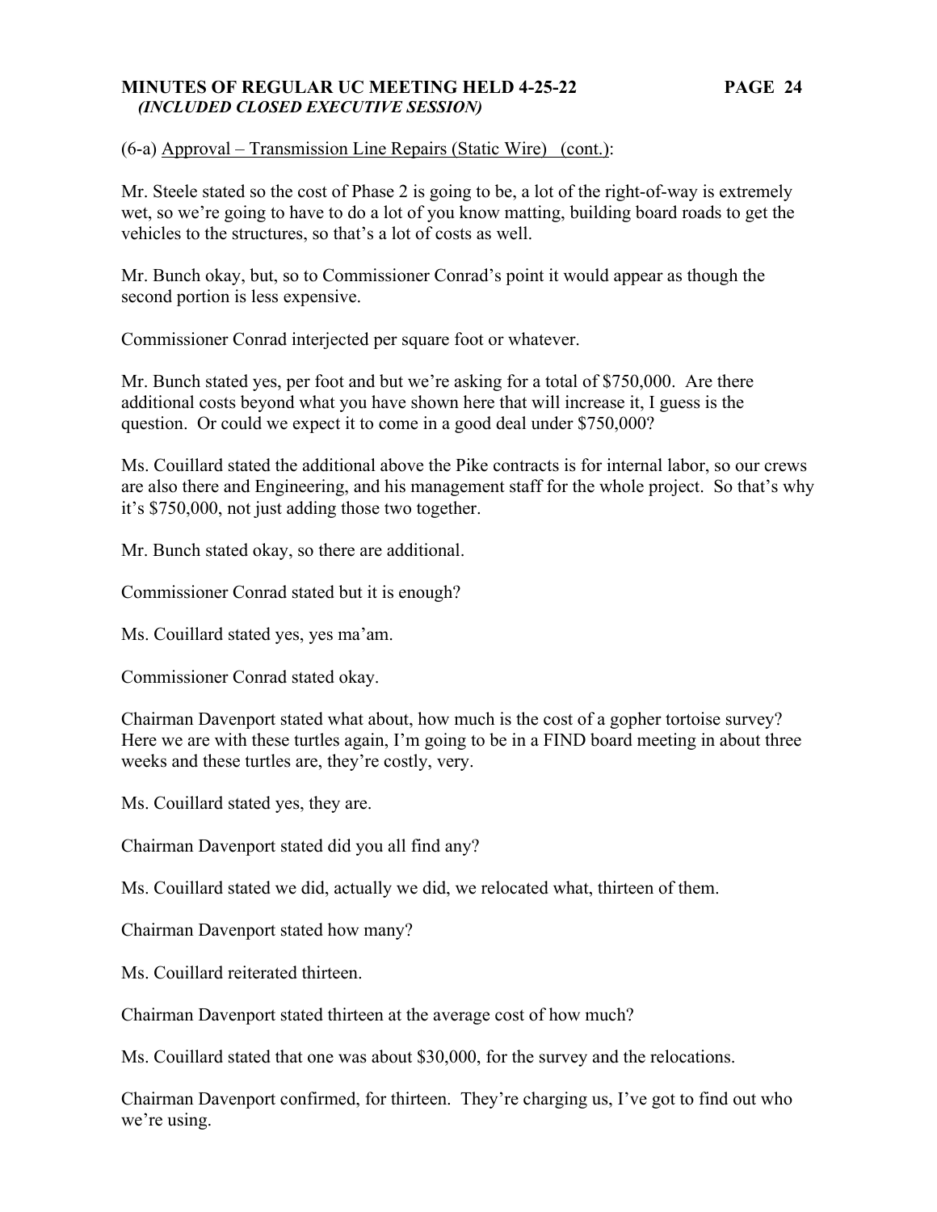(6-a) Approval – Transmission Line Repairs (Static Wire) (cont.):

Mr. Steele stated so the cost of Phase 2 is going to be, a lot of the right-of-way is extremely wet, so we're going to have to do a lot of you know matting, building board roads to get the vehicles to the structures, so that's a lot of costs as well.

Mr. Bunch okay, but, so to Commissioner Conrad's point it would appear as though the second portion is less expensive.

Commissioner Conrad interjected per square foot or whatever.

Mr. Bunch stated yes, per foot and but we're asking for a total of $750,000. Are there additional costs beyond what you have shown here that will increase it, I guess is the question. Or could we expect it to come in a good deal under $750,000?

Ms. Couillard stated the additional above the Pike contracts is for internal labor, so our crews are also there and Engineering, and his management staff for the whole project. So that's why it's $750,000, not just adding those two together.

Mr. Bunch stated okay, so there are additional.

Commissioner Conrad stated but it is enough?

Ms. Couillard stated yes, yes ma'am.

Commissioner Conrad stated okay.

Chairman Davenport stated what about, how much is the cost of a gopher tortoise survey? Here we are with these turtles again, I'm going to be in a FIND board meeting in about three weeks and these turtles are, they're costly, very.

Ms. Couillard stated yes, they are.

Chairman Davenport stated did you all find any?

Ms. Couillard stated we did, actually we did, we relocated what, thirteen of them.

Chairman Davenport stated how many?

Ms. Couillard reiterated thirteen.

Chairman Davenport stated thirteen at the average cost of how much?

Ms. Couillard stated that one was about $30,000, for the survey and the relocations.

Chairman Davenport confirmed, for thirteen. They're charging us, I've got to find out who we're using.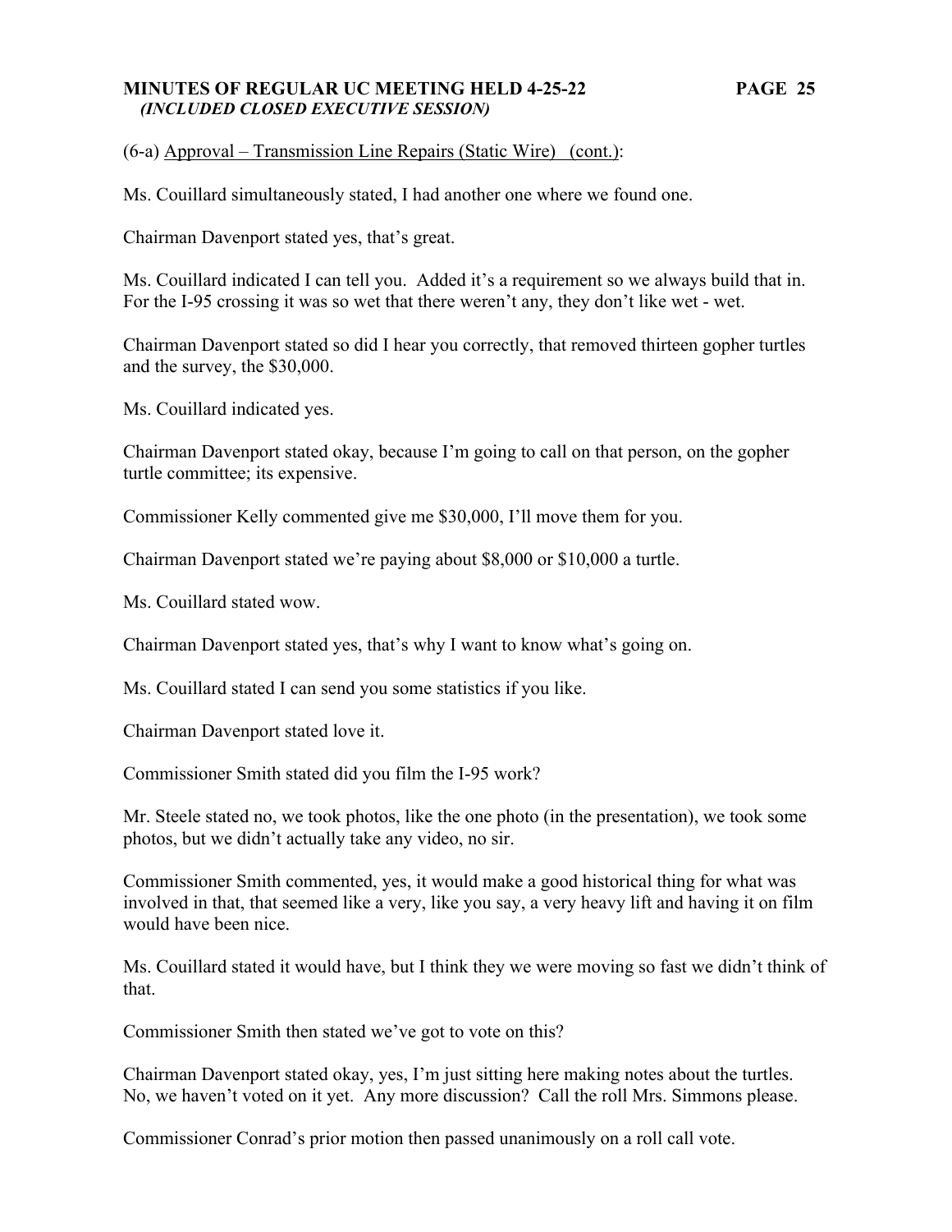(6-a) Approval – Transmission Line Repairs (Static Wire) (cont.):

Ms. Couillard simultaneously stated, I had another one where we found one.

Chairman Davenport stated yes, that's great.

Ms. Couillard indicated I can tell you. Added it's a requirement so we always build that in. For the I-95 crossing it was so wet that there weren't any, they don't like wet - wet.

Chairman Davenport stated so did I hear you correctly, that removed thirteen gopher turtles and the survey, the $30,000.

Ms. Couillard indicated yes.

Chairman Davenport stated okay, because I'm going to call on that person, on the gopher turtle committee; its expensive.

Commissioner Kelly commented give me $30,000, I'll move them for you.

Chairman Davenport stated we're paying about $8,000 or $10,000 a turtle.

Ms. Couillard stated wow.

Chairman Davenport stated yes, that's why I want to know what's going on.

Ms. Couillard stated I can send you some statistics if you like.

Chairman Davenport stated love it.

Commissioner Smith stated did you film the I-95 work?

Mr. Steele stated no, we took photos, like the one photo (in the presentation), we took some photos, but we didn't actually take any video, no sir.

Commissioner Smith commented, yes, it would make a good historical thing for what was involved in that, that seemed like a very, like you say, a very heavy lift and having it on film would have been nice.

Ms. Couillard stated it would have, but I think they we were moving so fast we didn't think of that.

Commissioner Smith then stated we've got to vote on this?

Chairman Davenport stated okay, yes, I'm just sitting here making notes about the turtles. No, we haven't voted on it yet. Any more discussion? Call the roll Mrs. Simmons please.

Commissioner Conrad's prior motion then passed unanimously on a roll call vote.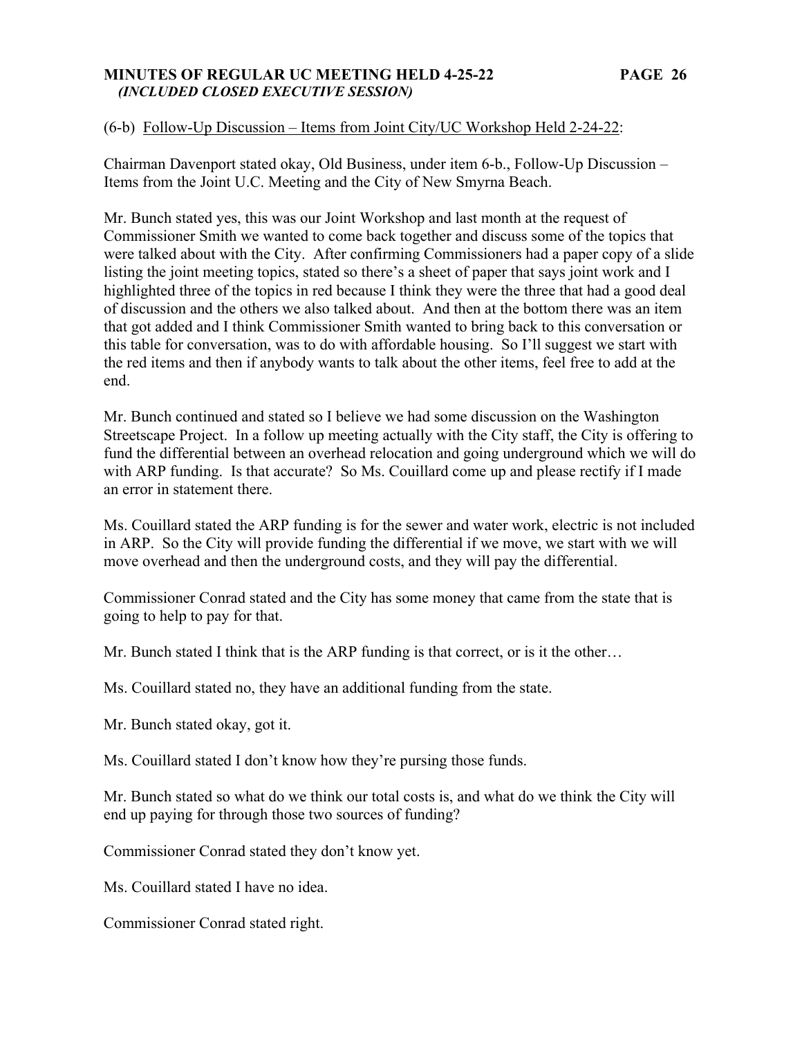(6-b) <u>Follow-Up Discussion – Items from Joint City/UC Workshop Held 2-24-22</u>:

Chairman Davenport stated okay, Old Business, under item 6-b., Follow-Up Discussion – Items from the Joint U.C. Meeting and the City of New Smyrna Beach.

Mr. Bunch stated yes, this was our Joint Workshop and last month at the request of Commissioner Smith we wanted to come back together and discuss some of the topics that were talked about with the City. After confirming Commissioners had a paper copy of a slide listing the joint meeting topics, stated so there's a sheet of paper that says joint work and I highlighted three of the topics in red because I think they were the three that had a good deal of discussion and the others we also talked about. And then at the bottom there was an item that got added and I think Commissioner Smith wanted to bring back to this conversation or this table for conversation, was to do with affordable housing. So I'll suggest we start with the red items and then if anybody wants to talk about the other items, feel free to add at the end.

Mr. Bunch continued and stated so I believe we had some discussion on the Washington Streetscape Project. In a follow up meeting actually with the City staff, the City is offering to fund the differential between an overhead relocation and going underground which we will do with ARP funding. Is that accurate? So Ms. Couillard come up and please rectify if I made an error in statement there.

Ms. Couillard stated the ARP funding is for the sewer and water work, electric is not included in ARP. So the City will provide funding the differential if we move, we start with we will move overhead and then the underground costs, and they will pay the differential.

Commissioner Conrad stated and the City has some money that came from the state that is going to help to pay for that.

Mr. Bunch stated I think that is the ARP funding is that correct, or is it the other…

Ms. Couillard stated no, they have an additional funding from the state.

Mr. Bunch stated okay, got it.

Ms. Couillard stated I don't know how they're pursing those funds.

Mr. Bunch stated so what do we think our total costs is, and what do we think the City will end up paying for through those two sources of funding?

Commissioner Conrad stated they don't know yet.

Ms. Couillard stated I have no idea.

Commissioner Conrad stated right.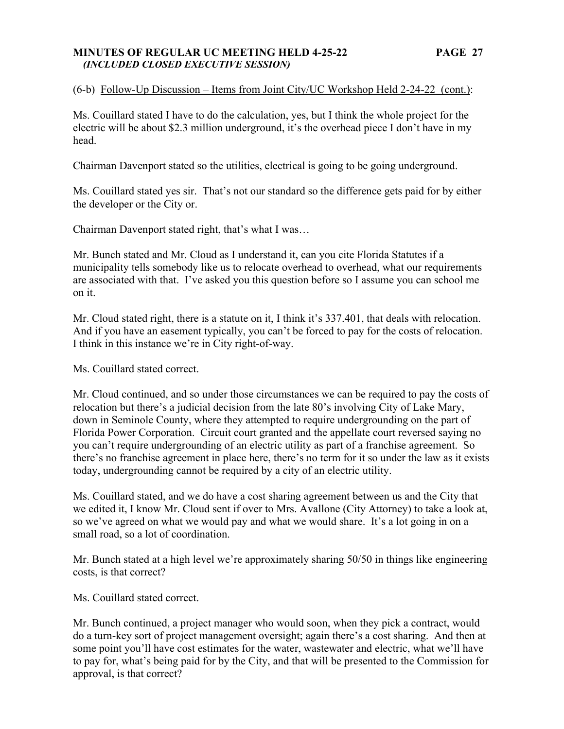(6-b) Follow-Up Discussion – Items from Joint City/UC Workshop Held 2-24-22 (cont.):

Ms. Couillard stated I have to do the calculation, yes, but I think the whole project for the electric will be about $2.3 million underground, it's the overhead piece I don't have in my head.

Chairman Davenport stated so the utilities, electrical is going to be going underground.

Ms. Couillard stated yes sir. That's not our standard so the difference gets paid for by either the developer or the City or.

Chairman Davenport stated right, that's what I was…

Mr. Bunch stated and Mr. Cloud as I understand it, can you cite Florida Statutes if a municipality tells somebody like us to relocate overhead to overhead, what our requirements are associated with that. I've asked you this question before so I assume you can school me on it.

Mr. Cloud stated right, there is a statute on it, I think it's 337.401, that deals with relocation. And if you have an easement typically, you can't be forced to pay for the costs of relocation. I think in this instance we're in City right-of-way.

Ms. Couillard stated correct.

Mr. Cloud continued, and so under those circumstances we can be required to pay the costs of relocation but there's a judicial decision from the late 80's involving City of Lake Mary, down in Seminole County, where they attempted to require undergrounding on the part of Florida Power Corporation. Circuit court granted and the appellate court reversed saying no you can't require undergrounding of an electric utility as part of a franchise agreement. So there's no franchise agreement in place here, there's no term for it so under the law as it exists today, undergrounding cannot be required by a city of an electric utility.

Ms. Couillard stated, and we do have a cost sharing agreement between us and the City that we edited it, I know Mr. Cloud sent if over to Mrs. Avallone (City Attorney) to take a look at, so we've agreed on what we would pay and what we would share. It's a lot going in on a small road, so a lot of coordination.

Mr. Bunch stated at a high level we're approximately sharing 50/50 in things like engineering costs, is that correct?

Ms. Couillard stated correct.

Mr. Bunch continued, a project manager who would soon, when they pick a contract, would do a turn-key sort of project management oversight; again there's a cost sharing. And then at some point you'll have cost estimates for the water, wastewater and electric, what we'll have to pay for, what's being paid for by the City, and that will be presented to the Commission for approval, is that correct?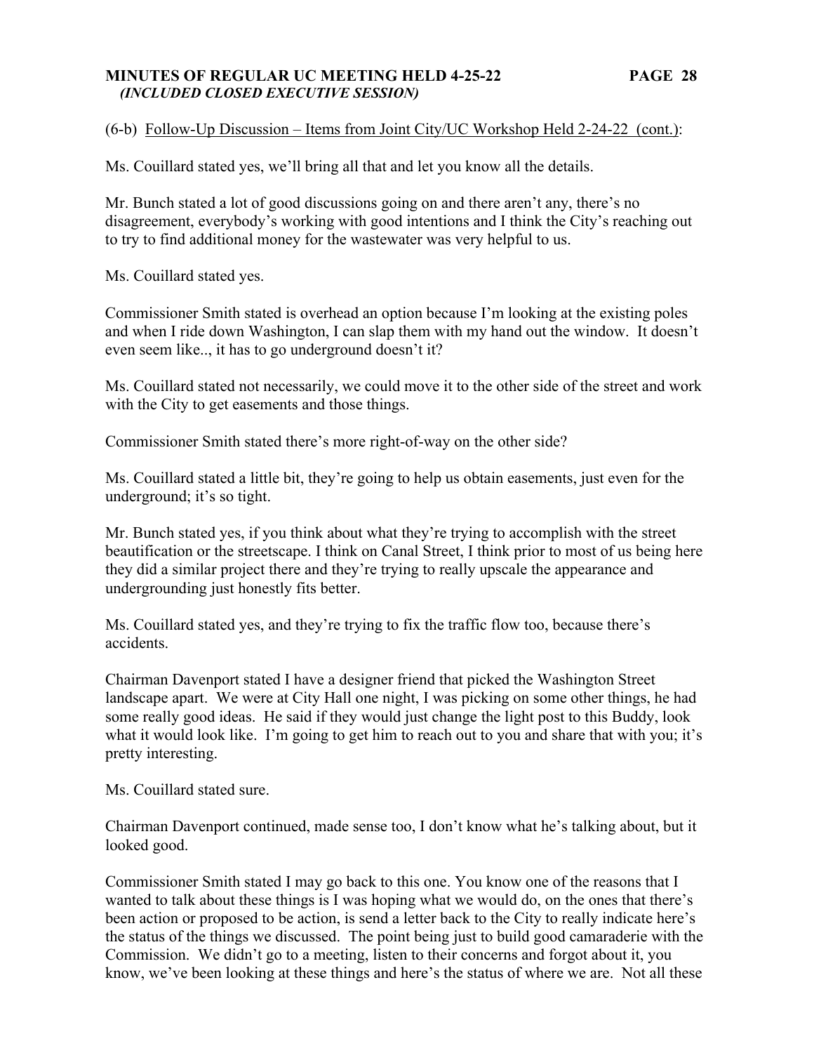(6-b) Follow-Up Discussion – Items from Joint City/UC Workshop Held 2-24-22 (cont.):

Ms. Couillard stated yes, we'll bring all that and let you know all the details.

Mr. Bunch stated a lot of good discussions going on and there aren't any, there's no disagreement, everybody's working with good intentions and I think the City's reaching out to try to find additional money for the wastewater was very helpful to us.

Ms. Couillard stated yes.

Commissioner Smith stated is overhead an option because I'm looking at the existing poles and when I ride down Washington, I can slap them with my hand out the window. It doesn't even seem like.., it has to go underground doesn't it?

Ms. Couillard stated not necessarily, we could move it to the other side of the street and work with the City to get easements and those things.

Commissioner Smith stated there's more right-of-way on the other side?

Ms. Couillard stated a little bit, they're going to help us obtain easements, just even for the underground; it's so tight.

Mr. Bunch stated yes, if you think about what they're trying to accomplish with the street beautification or the streetscape. I think on Canal Street, I think prior to most of us being here they did a similar project there and they're trying to really upscale the appearance and undergrounding just honestly fits better.

Ms. Couillard stated yes, and they're trying to fix the traffic flow too, because there's accidents.

Chairman Davenport stated I have a designer friend that picked the Washington Street landscape apart. We were at City Hall one night, I was picking on some other things, he had some really good ideas. He said if they would just change the light post to this Buddy, look what it would look like. I'm going to get him to reach out to you and share that with you; it's pretty interesting.

Ms. Couillard stated sure.

Chairman Davenport continued, made sense too, I don't know what he's talking about, but it looked good.

Commissioner Smith stated I may go back to this one. You know one of the reasons that I wanted to talk about these things is I was hoping what we would do, on the ones that there's been action or proposed to be action, is send a letter back to the City to really indicate here's the status of the things we discussed. The point being just to build good camaraderie with the Commission. We didn't go to a meeting, listen to their concerns and forgot about it, you know, we've been looking at these things and here's the status of where we are. Not all these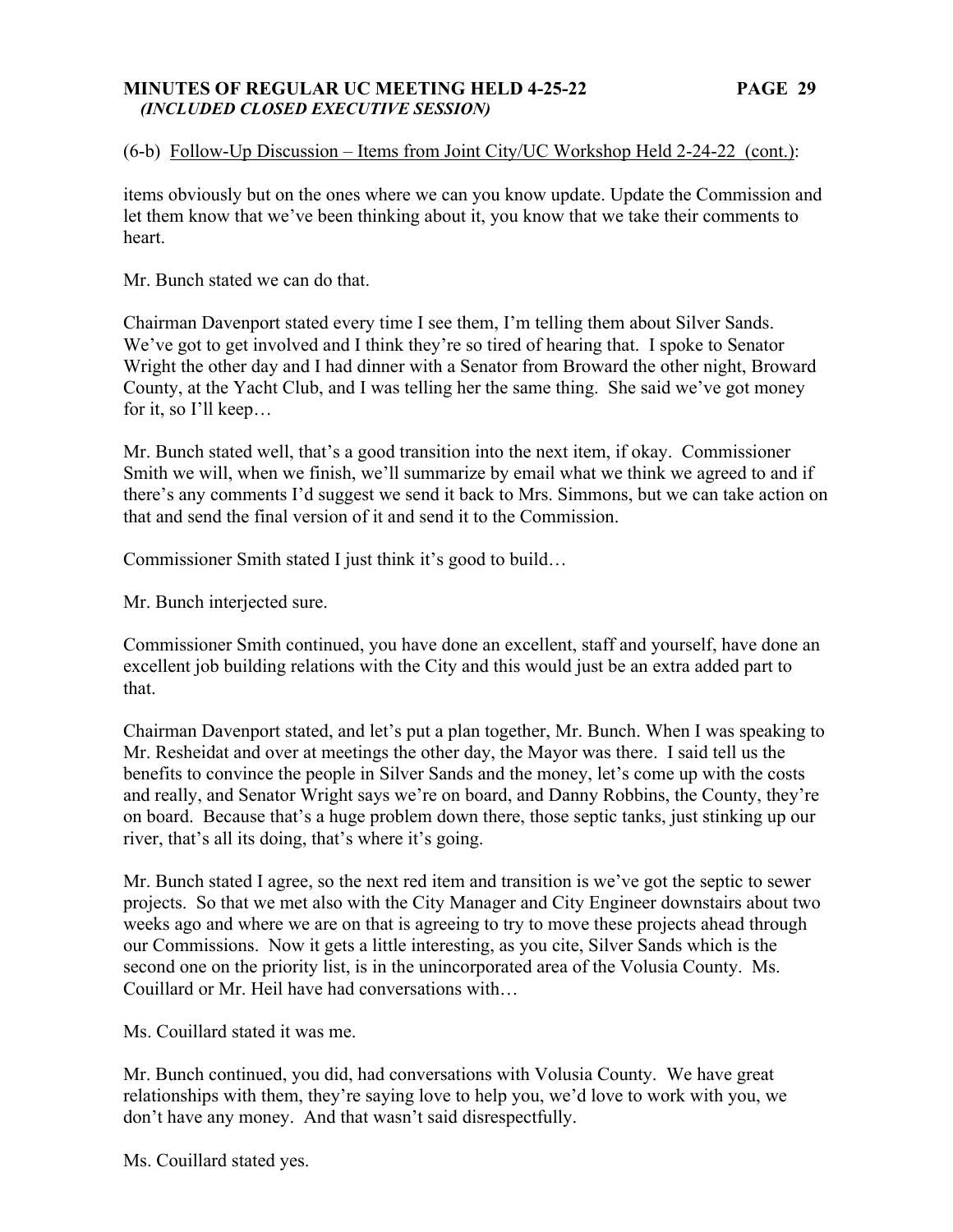(6-b) Follow-Up Discussion – Items from Joint City/UC Workshop Held 2-24-22 (cont.):

items obviously but on the ones where we can you know update. Update the Commission and let them know that we've been thinking about it, you know that we take their comments to heart.

Mr. Bunch stated we can do that.

Chairman Davenport stated every time I see them, I'm telling them about Silver Sands. We've got to get involved and I think they're so tired of hearing that. I spoke to Senator Wright the other day and I had dinner with a Senator from Broward the other night, Broward County, at the Yacht Club, and I was telling her the same thing. She said we've got money for it, so I'll keep…

Mr. Bunch stated well, that's a good transition into the next item, if okay. Commissioner Smith we will, when we finish, we'll summarize by email what we think we agreed to and if there's any comments I'd suggest we send it back to Mrs. Simmons, but we can take action on that and send the final version of it and send it to the Commission.

Commissioner Smith stated I just think it's good to build…

Mr. Bunch interjected sure.

Commissioner Smith continued, you have done an excellent, staff and yourself, have done an excellent job building relations with the City and this would just be an extra added part to that.

Chairman Davenport stated, and let's put a plan together, Mr. Bunch. When I was speaking to Mr. Resheidat and over at meetings the other day, the Mayor was there. I said tell us the benefits to convince the people in Silver Sands and the money, let's come up with the costs and really, and Senator Wright says we're on board, and Danny Robbins, the County, they're on board. Because that's a huge problem down there, those septic tanks, just stinking up our river, that's all its doing, that's where it's going.

Mr. Bunch stated I agree, so the next red item and transition is we've got the septic to sewer projects. So that we met also with the City Manager and City Engineer downstairs about two weeks ago and where we are on that is agreeing to try to move these projects ahead through our Commissions. Now it gets a little interesting, as you cite, Silver Sands which is the second one on the priority list, is in the unincorporated area of the Volusia County. Ms. Couillard or Mr. Heil have had conversations with…

Ms. Couillard stated it was me.

Mr. Bunch continued, you did, had conversations with Volusia County. We have great relationships with them, they're saying love to help you, we'd love to work with you, we don't have any money. And that wasn't said disrespectfully.

Ms. Couillard stated yes.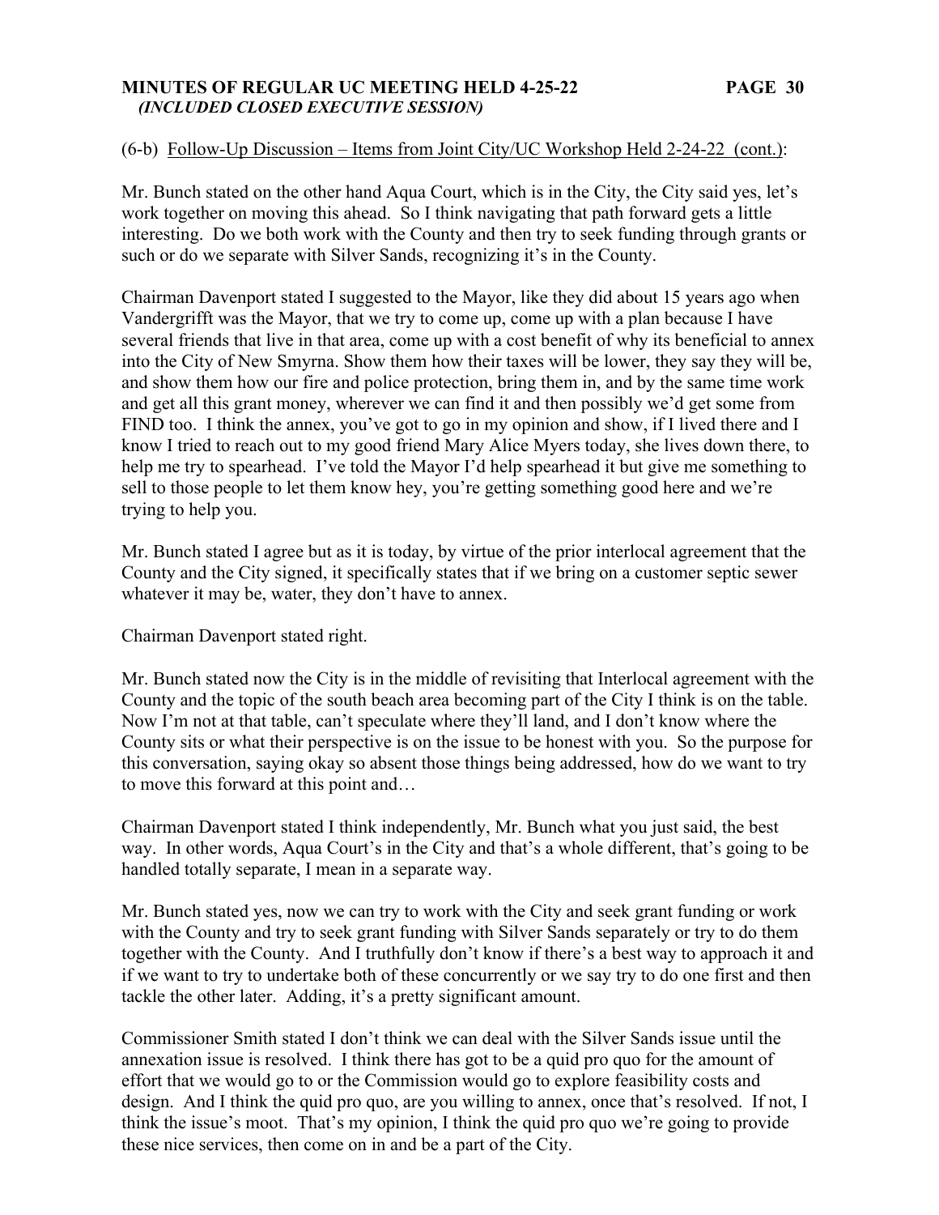(6-b) Follow-Up Discussion – Items from Joint City/UC Workshop Held 2-24-22 (cont.):

Mr. Bunch stated on the other hand Aqua Court, which is in the City, the City said yes, let's work together on moving this ahead. So I think navigating that path forward gets a little interesting. Do we both work with the County and then try to seek funding through grants or such or do we separate with Silver Sands, recognizing it's in the County.

Chairman Davenport stated I suggested to the Mayor, like they did about 15 years ago when Vandergrifft was the Mayor, that we try to come up, come up with a plan because I have several friends that live in that area, come up with a cost benefit of why its beneficial to annex into the City of New Smyrna. Show them how their taxes will be lower, they say they will be, and show them how our fire and police protection, bring them in, and by the same time work and get all this grant money, wherever we can find it and then possibly we'd get some from FIND too. I think the annex, you've got to go in my opinion and show, if I lived there and I know I tried to reach out to my good friend Mary Alice Myers today, she lives down there, to help me try to spearhead. I've told the Mayor I'd help spearhead it but give me something to sell to those people to let them know hey, you're getting something good here and we're trying to help you.

Mr. Bunch stated I agree but as it is today, by virtue of the prior interlocal agreement that the County and the City signed, it specifically states that if we bring on a customer septic sewer whatever it may be, water, they don't have to annex.

Chairman Davenport stated right.

Mr. Bunch stated now the City is in the middle of revisiting that Interlocal agreement with the County and the topic of the south beach area becoming part of the City I think is on the table. Now I'm not at that table, can't speculate where they'll land, and I don't know where the County sits or what their perspective is on the issue to be honest with you. So the purpose for this conversation, saying okay so absent those things being addressed, how do we want to try to move this forward at this point and…

Chairman Davenport stated I think independently, Mr. Bunch what you just said, the best way. In other words, Aqua Court's in the City and that's a whole different, that's going to be handled totally separate, I mean in a separate way.

Mr. Bunch stated yes, now we can try to work with the City and seek grant funding or work with the County and try to seek grant funding with Silver Sands separately or try to do them together with the County. And I truthfully don't know if there's a best way to approach it and if we want to try to undertake both of these concurrently or we say try to do one first and then tackle the other later. Adding, it's a pretty significant amount.

Commissioner Smith stated I don't think we can deal with the Silver Sands issue until the annexation issue is resolved. I think there has got to be a quid pro quo for the amount of effort that we would go to or the Commission would go to explore feasibility costs and design. And I think the quid pro quo, are you willing to annex, once that's resolved. If not, I think the issue's moot. That's my opinion, I think the quid pro quo we're going to provide these nice services, then come on in and be a part of the City.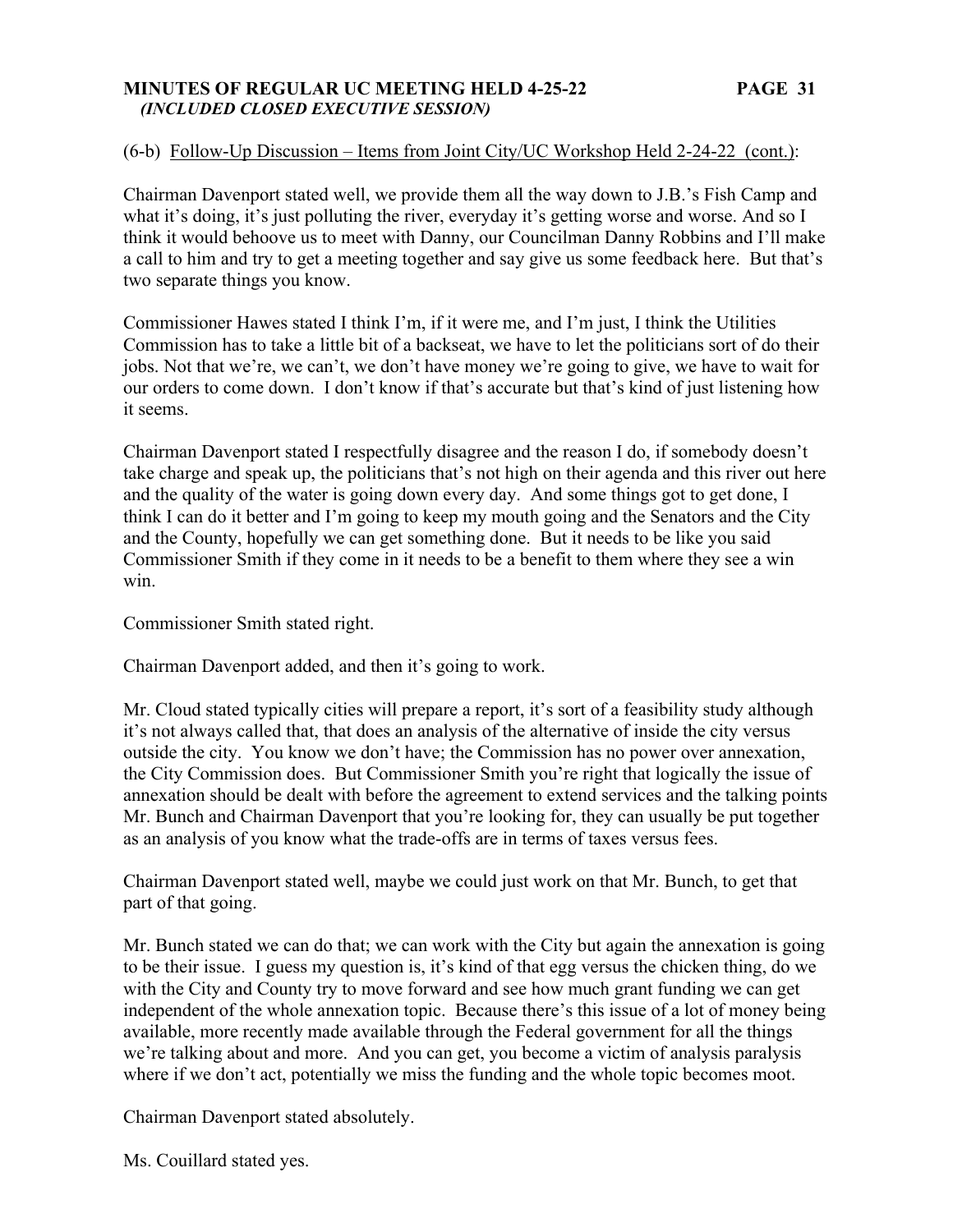(6-b) Follow-Up Discussion – Items from Joint City/UC Workshop Held 2-24-22 (cont.):

Chairman Davenport stated well, we provide them all the way down to J.B.'s Fish Camp and what it's doing, it's just polluting the river, everyday it's getting worse and worse. And so I think it would behoove us to meet with Danny, our Councilman Danny Robbins and I'll make a call to him and try to get a meeting together and say give us some feedback here. But that's two separate things you know.

Commissioner Hawes stated I think I'm, if it were me, and I'm just, I think the Utilities Commission has to take a little bit of a backseat, we have to let the politicians sort of do their jobs. Not that we're, we can't, we don't have money we're going to give, we have to wait for our orders to come down. I don't know if that's accurate but that's kind of just listening how it seems.

Chairman Davenport stated I respectfully disagree and the reason I do, if somebody doesn't take charge and speak up, the politicians that's not high on their agenda and this river out here and the quality of the water is going down every day. And some things got to get done, I think I can do it better and I'm going to keep my mouth going and the Senators and the City and the County, hopefully we can get something done. But it needs to be like you said Commissioner Smith if they come in it needs to be a benefit to them where they see a win win.

Commissioner Smith stated right.

Chairman Davenport added, and then it's going to work.

Mr. Cloud stated typically cities will prepare a report, it's sort of a feasibility study although it's not always called that, that does an analysis of the alternative of inside the city versus outside the city. You know we don't have; the Commission has no power over annexation, the City Commission does. But Commissioner Smith you're right that logically the issue of annexation should be dealt with before the agreement to extend services and the talking points Mr. Bunch and Chairman Davenport that you're looking for, they can usually be put together as an analysis of you know what the trade-offs are in terms of taxes versus fees.

Chairman Davenport stated well, maybe we could just work on that Mr. Bunch, to get that part of that going.

Mr. Bunch stated we can do that; we can work with the City but again the annexation is going to be their issue. I guess my question is, it's kind of that egg versus the chicken thing, do we with the City and County try to move forward and see how much grant funding we can get independent of the whole annexation topic. Because there's this issue of a lot of money being available, more recently made available through the Federal government for all the things we're talking about and more. And you can get, you become a victim of analysis paralysis where if we don't act, potentially we miss the funding and the whole topic becomes moot.

Chairman Davenport stated absolutely.

Ms. Couillard stated yes.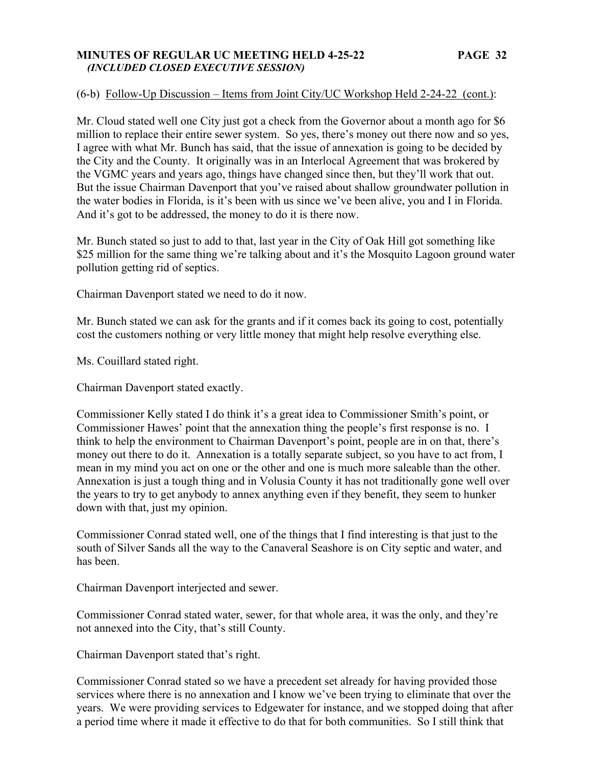(6-b) Follow-Up Discussion – Items from Joint City/UC Workshop Held 2-24-22 (cont.):

Mr. Cloud stated well one City just got a check from the Governor about a month ago for $6 million to replace their entire sewer system. So yes, there's money out there now and so yes, I agree with what Mr. Bunch has said, that the issue of annexation is going to be decided by the City and the County. It originally was in an Interlocal Agreement that was brokered by the VGMC years and years ago, things have changed since then, but they'll work that out. But the issue Chairman Davenport that you've raised about shallow groundwater pollution in the water bodies in Florida, is it's been with us since we've been alive, you and I in Florida. And it's got to be addressed, the money to do it is there now.

Mr. Bunch stated so just to add to that, last year in the City of Oak Hill got something like $25 million for the same thing we're talking about and it's the Mosquito Lagoon ground water pollution getting rid of septics.

Chairman Davenport stated we need to do it now.

Mr. Bunch stated we can ask for the grants and if it comes back its going to cost, potentially cost the customers nothing or very little money that might help resolve everything else.

Ms. Couillard stated right.

Chairman Davenport stated exactly.

Commissioner Kelly stated I do think it's a great idea to Commissioner Smith's point, or Commissioner Hawes' point that the annexation thing the people's first response is no. I think to help the environment to Chairman Davenport's point, people are in on that, there's money out there to do it. Annexation is a totally separate subject, so you have to act from, I mean in my mind you act on one or the other and one is much more saleable than the other. Annexation is just a tough thing and in Volusia County it has not traditionally gone well over the years to try to get anybody to annex anything even if they benefit, they seem to hunker down with that, just my opinion.

Commissioner Conrad stated well, one of the things that I find interesting is that just to the south of Silver Sands all the way to the Canaveral Seashore is on City septic and water, and has been.

Chairman Davenport interjected and sewer.

Commissioner Conrad stated water, sewer, for that whole area, it was the only, and they're not annexed into the City, that's still County.

Chairman Davenport stated that's right.

Commissioner Conrad stated so we have a precedent set already for having provided those services where there is no annexation and I know we've been trying to eliminate that over the years. We were providing services to Edgewater for instance, and we stopped doing that after a period time where it made it effective to do that for both communities. So I still think that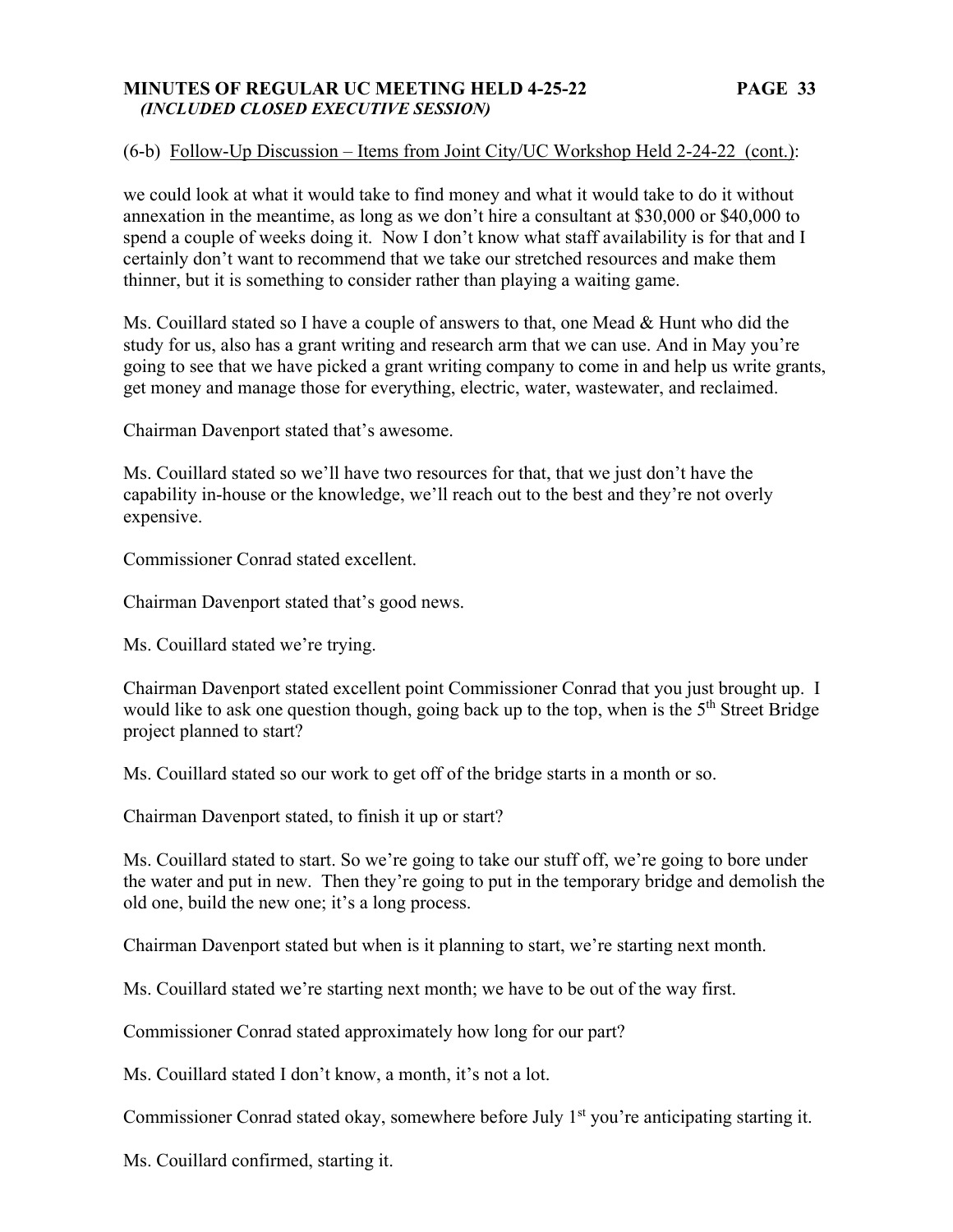(6-b) Follow-Up Discussion – Items from Joint City/UC Workshop Held 2-24-22 (cont.):

we could look at what it would take to find money and what it would take to do it without annexation in the meantime, as long as we don't hire a consultant at $30,000 or $40,000 to spend a couple of weeks doing it. Now I don't know what staff availability is for that and I certainly don't want to recommend that we take our stretched resources and make them thinner, but it is something to consider rather than playing a waiting game.

Ms. Couillard stated so I have a couple of answers to that, one Mead & Hunt who did the study for us, also has a grant writing and research arm that we can use. And in May you're going to see that we have picked a grant writing company to come in and help us write grants, get money and manage those for everything, electric, water, wastewater, and reclaimed.

Chairman Davenport stated that's awesome.

Ms. Couillard stated so we'll have two resources for that, that we just don't have the capability in-house or the knowledge, we'll reach out to the best and they're not overly expensive.

Commissioner Conrad stated excellent.

Chairman Davenport stated that's good news.

Ms. Couillard stated we're trying.

Chairman Davenport stated excellent point Commissioner Conrad that you just brought up. I would like to ask one question though, going back up to the top, when is the 5th Street Bridge project planned to start?

Ms. Couillard stated so our work to get off of the bridge starts in a month or so.

Chairman Davenport stated, to finish it up or start?

Ms. Couillard stated to start. So we're going to take our stuff off, we're going to bore under the water and put in new. Then they're going to put in the temporary bridge and demolish the old one, build the new one; it's a long process.

Chairman Davenport stated but when is it planning to start, we're starting next month.

Ms. Couillard stated we're starting next month; we have to be out of the way first.

Commissioner Conrad stated approximately how long for our part?

Ms. Couillard stated I don't know, a month, it's not a lot.

Commissioner Conrad stated okay, somewhere before July 1st you're anticipating starting it.

Ms. Couillard confirmed, starting it.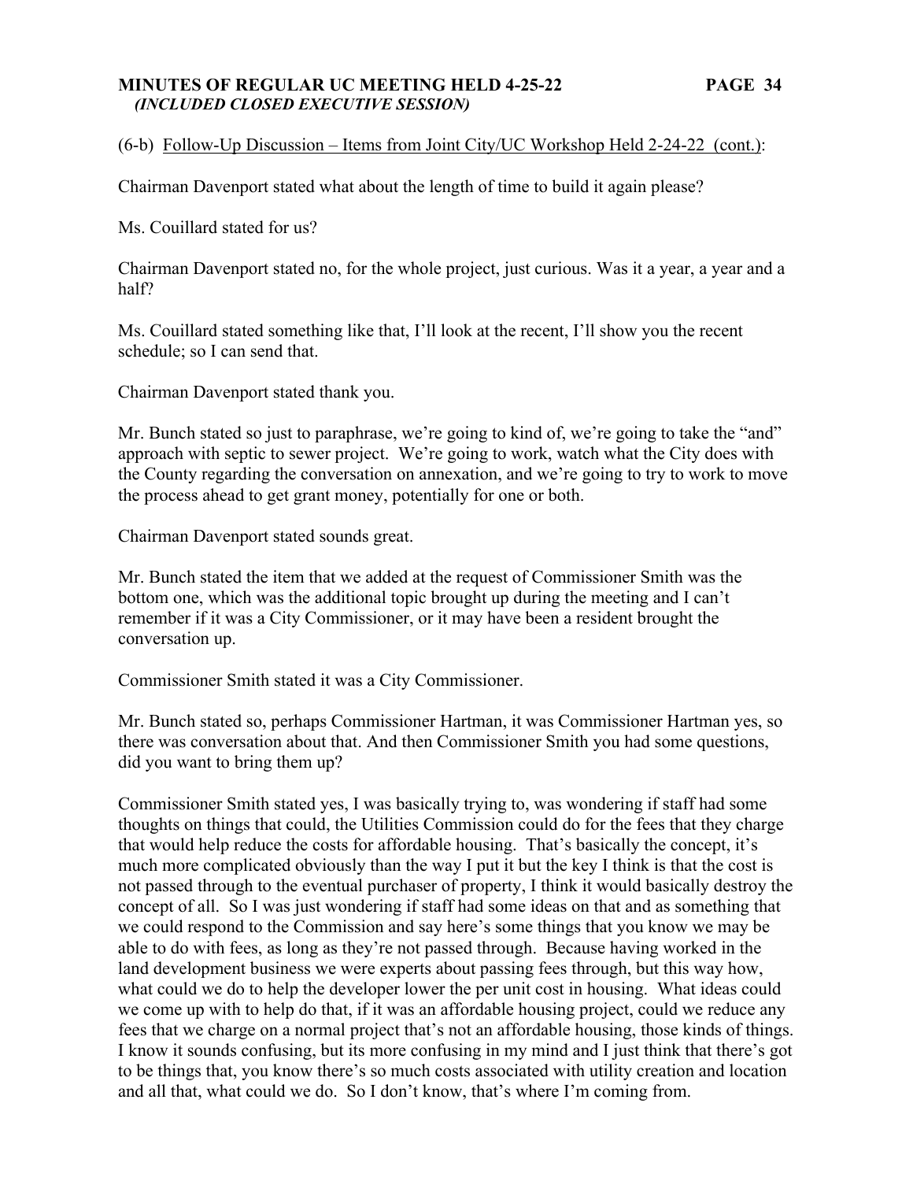(6-b) Follow-Up Discussion – Items from Joint City/UC Workshop Held 2-24-22 (cont.):

Chairman Davenport stated what about the length of time to build it again please?

Ms. Couillard stated for us?

Chairman Davenport stated no, for the whole project, just curious. Was it a year, a year and a half?

Ms. Couillard stated something like that, I'll look at the recent, I'll show you the recent schedule; so I can send that.

Chairman Davenport stated thank you.

Mr. Bunch stated so just to paraphrase, we're going to kind of, we're going to take the "and" approach with septic to sewer project. We're going to work, watch what the City does with the County regarding the conversation on annexation, and we're going to try to work to move the process ahead to get grant money, potentially for one or both.

Chairman Davenport stated sounds great.

Mr. Bunch stated the item that we added at the request of Commissioner Smith was the bottom one, which was the additional topic brought up during the meeting and I can't remember if it was a City Commissioner, or it may have been a resident brought the conversation up.

Commissioner Smith stated it was a City Commissioner.

Mr. Bunch stated so, perhaps Commissioner Hartman, it was Commissioner Hartman yes, so there was conversation about that. And then Commissioner Smith you had some questions, did you want to bring them up?

Commissioner Smith stated yes, I was basically trying to, was wondering if staff had some thoughts on things that could, the Utilities Commission could do for the fees that they charge that would help reduce the costs for affordable housing. That's basically the concept, it's much more complicated obviously than the way I put it but the key I think is that the cost is not passed through to the eventual purchaser of property, I think it would basically destroy the concept of all. So I was just wondering if staff had some ideas on that and as something that we could respond to the Commission and say here's some things that you know we may be able to do with fees, as long as they're not passed through. Because having worked in the land development business we were experts about passing fees through, but this way how, what could we do to help the developer lower the per unit cost in housing. What ideas could we come up with to help do that, if it was an affordable housing project, could we reduce any fees that we charge on a normal project that's not an affordable housing, those kinds of things. I know it sounds confusing, but its more confusing in my mind and I just think that there's got to be things that, you know there's so much costs associated with utility creation and location and all that, what could we do. So I don't know, that's where I'm coming from.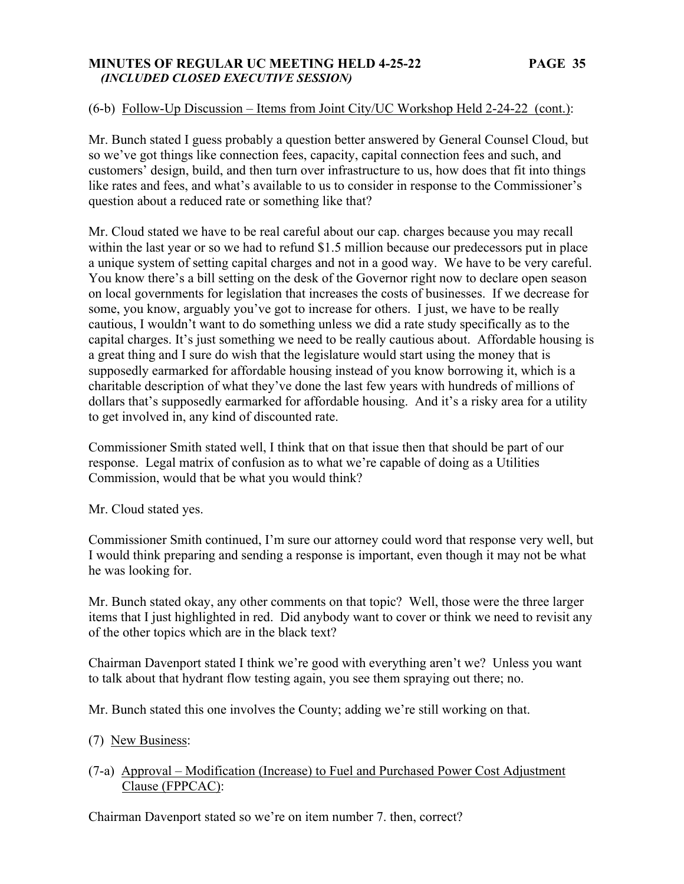(6-b) Follow-Up Discussion – Items from Joint City/UC Workshop Held 2-24-22 (cont.):

Mr. Bunch stated I guess probably a question better answered by General Counsel Cloud, but so we've got things like connection fees, capacity, capital connection fees and such, and customers' design, build, and then turn over infrastructure to us, how does that fit into things like rates and fees, and what's available to us to consider in response to the Commissioner's question about a reduced rate or something like that?

Mr. Cloud stated we have to be real careful about our cap. charges because you may recall within the last year or so we had to refund $1.5 million because our predecessors put in place a unique system of setting capital charges and not in a good way. We have to be very careful. You know there's a bill setting on the desk of the Governor right now to declare open season on local governments for legislation that increases the costs of businesses. If we decrease for some, you know, arguably you've got to increase for others. I just, we have to be really cautious, I wouldn't want to do something unless we did a rate study specifically as to the capital charges. It's just something we need to be really cautious about. Affordable housing is a great thing and I sure do wish that the legislature would start using the money that is supposedly earmarked for affordable housing instead of you know borrowing it, which is a charitable description of what they've done the last few years with hundreds of millions of dollars that's supposedly earmarked for affordable housing. And it's a risky area for a utility to get involved in, any kind of discounted rate.

Commissioner Smith stated well, I think that on that issue then that should be part of our response. Legal matrix of confusion as to what we're capable of doing as a Utilities Commission, would that be what you would think?

Mr. Cloud stated yes.

Commissioner Smith continued, I'm sure our attorney could word that response very well, but I would think preparing and sending a response is important, even though it may not be what he was looking for.

Mr. Bunch stated okay, any other comments on that topic? Well, those were the three larger items that I just highlighted in red. Did anybody want to cover or think we need to revisit any of the other topics which are in the black text?

Chairman Davenport stated I think we're good with everything aren't we? Unless you want to talk about that hydrant flow testing again, you see them spraying out there; no.

Mr. Bunch stated this one involves the County; adding we're still working on that.

(7) New Business:

(7-a) Approval – Modification (Increase) to Fuel and Purchased Power Cost Adjustment Clause (FPPCAC):

Chairman Davenport stated so we're on item number 7. then, correct?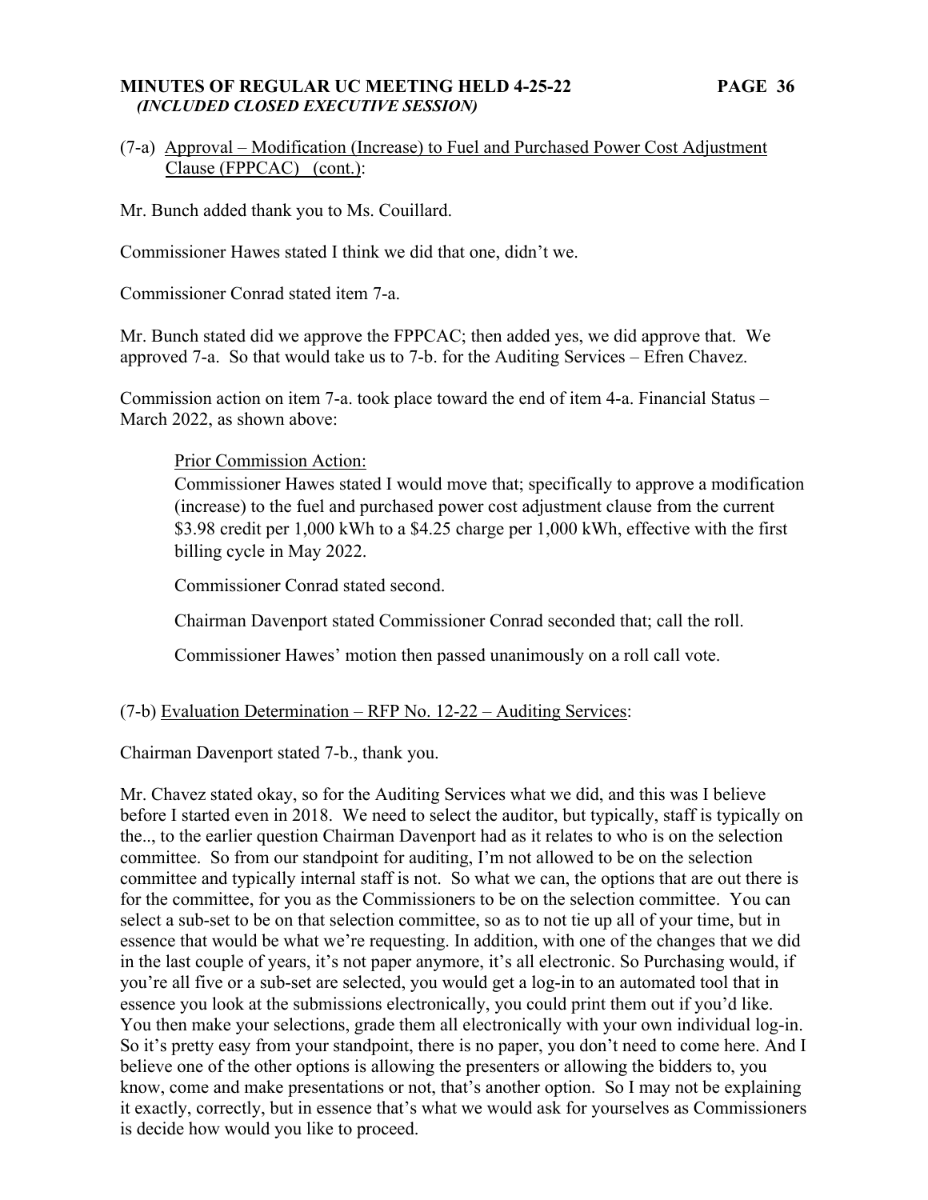(7-a) Approval – Modification (Increase) to Fuel and Purchased Power Cost Adjustment Clause (FPPCAC) (cont.):

Mr. Bunch added thank you to Ms. Couillard.

Commissioner Hawes stated I think we did that one, didn't we.

Commissioner Conrad stated item 7-a.

Mr. Bunch stated did we approve the FPPCAC; then added yes, we did approve that. We approved 7-a. So that would take us to 7-b. for the Auditing Services – Efren Chavez.

Commission action on item 7-a. took place toward the end of item 4-a. Financial Status – March 2022, as shown above:

> Prior Commission Action:
>
> Commissioner Hawes stated I would move that; specifically to approve a modification (increase) to the fuel and purchased power cost adjustment clause from the current $3.98 credit per 1,000 kWh to a $4.25 charge per 1,000 kWh, effective with the first billing cycle in May 2022.
>
> Commissioner Conrad stated second.
>
> Chairman Davenport stated Commissioner Conrad seconded that; call the roll.
>
> Commissioner Hawes' motion then passed unanimously on a roll call vote.

(7-b) Evaluation Determination – RFP No. 12-22 – Auditing Services:

Chairman Davenport stated 7-b., thank you.

Mr. Chavez stated okay, so for the Auditing Services what we did, and this was I believe before I started even in 2018. We need to select the auditor, but typically, staff is typically on the.., to the earlier question Chairman Davenport had as it relates to who is on the selection committee. So from our standpoint for auditing, I'm not allowed to be on the selection committee and typically internal staff is not. So what we can, the options that are out there is for the committee, for you as the Commissioners to be on the selection committee. You can select a sub-set to be on that selection committee, so as to not tie up all of your time, but in essence that would be what we're requesting. In addition, with one of the changes that we did in the last couple of years, it's not paper anymore, it's all electronic. So Purchasing would, if you're all five or a sub-set are selected, you would get a log-in to an automated tool that in essence you look at the submissions electronically, you could print them out if you'd like. You then make your selections, grade them all electronically with your own individual log-in. So it's pretty easy from your standpoint, there is no paper, you don't need to come here. And I believe one of the other options is allowing the presenters or allowing the bidders to, you know, come and make presentations or not, that's another option. So I may not be explaining it exactly, correctly, but in essence that's what we would ask for yourselves as Commissioners is decide how would you like to proceed.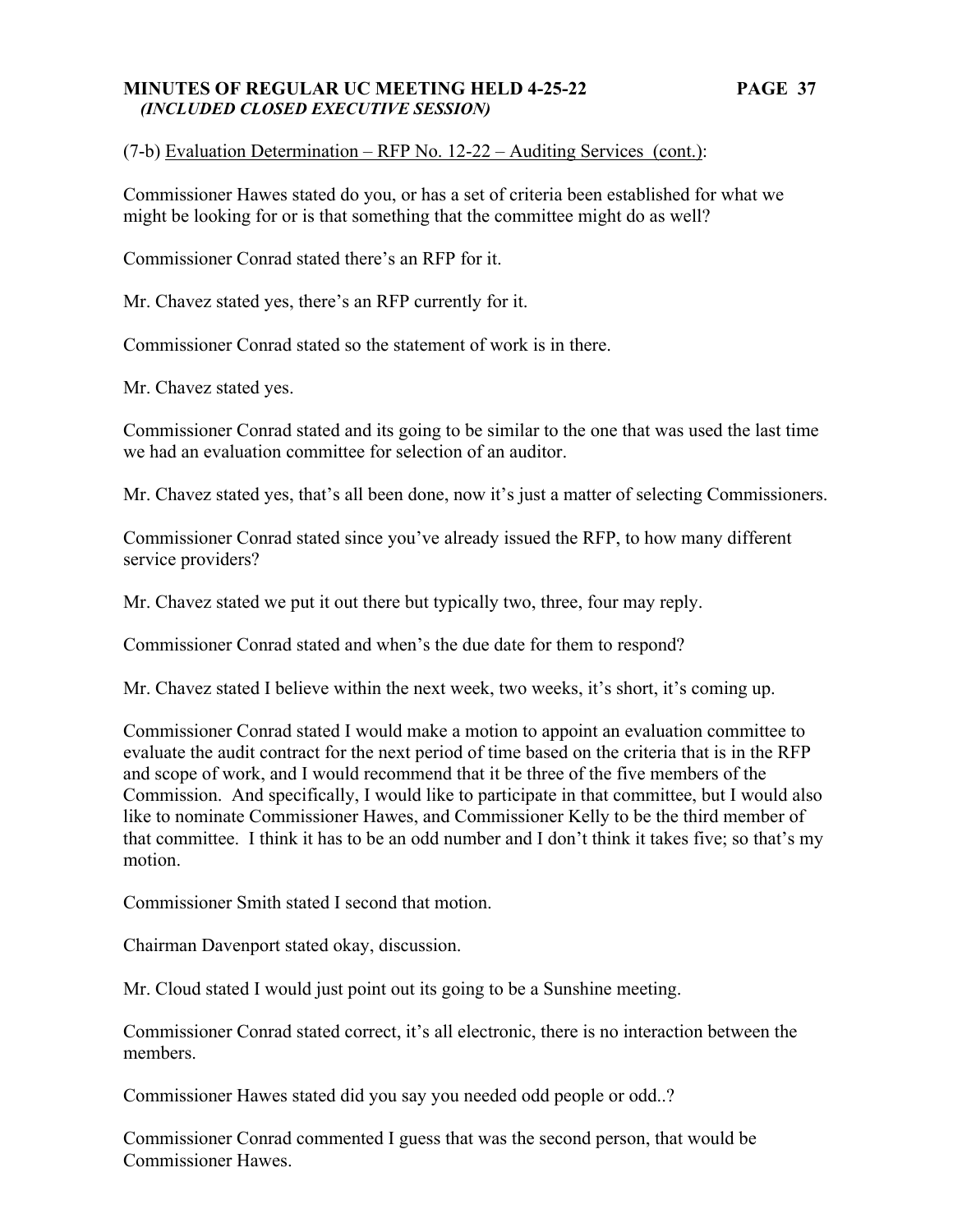(7-b) Evaluation Determination – RFP No. 12-22 – Auditing Services (cont.):

Commissioner Hawes stated do you, or has a set of criteria been established for what we might be looking for or is that something that the committee might do as well?

Commissioner Conrad stated there's an RFP for it.

Mr. Chavez stated yes, there's an RFP currently for it.

Commissioner Conrad stated so the statement of work is in there.

Mr. Chavez stated yes.

Commissioner Conrad stated and its going to be similar to the one that was used the last time we had an evaluation committee for selection of an auditor.

Mr. Chavez stated yes, that's all been done, now it's just a matter of selecting Commissioners.

Commissioner Conrad stated since you've already issued the RFP, to how many different service providers?

Mr. Chavez stated we put it out there but typically two, three, four may reply.

Commissioner Conrad stated and when's the due date for them to respond?

Mr. Chavez stated I believe within the next week, two weeks, it's short, it's coming up.

Commissioner Conrad stated I would make a motion to appoint an evaluation committee to evaluate the audit contract for the next period of time based on the criteria that is in the RFP and scope of work, and I would recommend that it be three of the five members of the Commission. And specifically, I would like to participate in that committee, but I would also like to nominate Commissioner Hawes, and Commissioner Kelly to be the third member of that committee. I think it has to be an odd number and I don't think it takes five; so that's my motion.

Commissioner Smith stated I second that motion.

Chairman Davenport stated okay, discussion.

Mr. Cloud stated I would just point out its going to be a Sunshine meeting.

Commissioner Conrad stated correct, it's all electronic, there is no interaction between the members.

Commissioner Hawes stated did you say you needed odd people or odd..?

Commissioner Conrad commented I guess that was the second person, that would be Commissioner Hawes.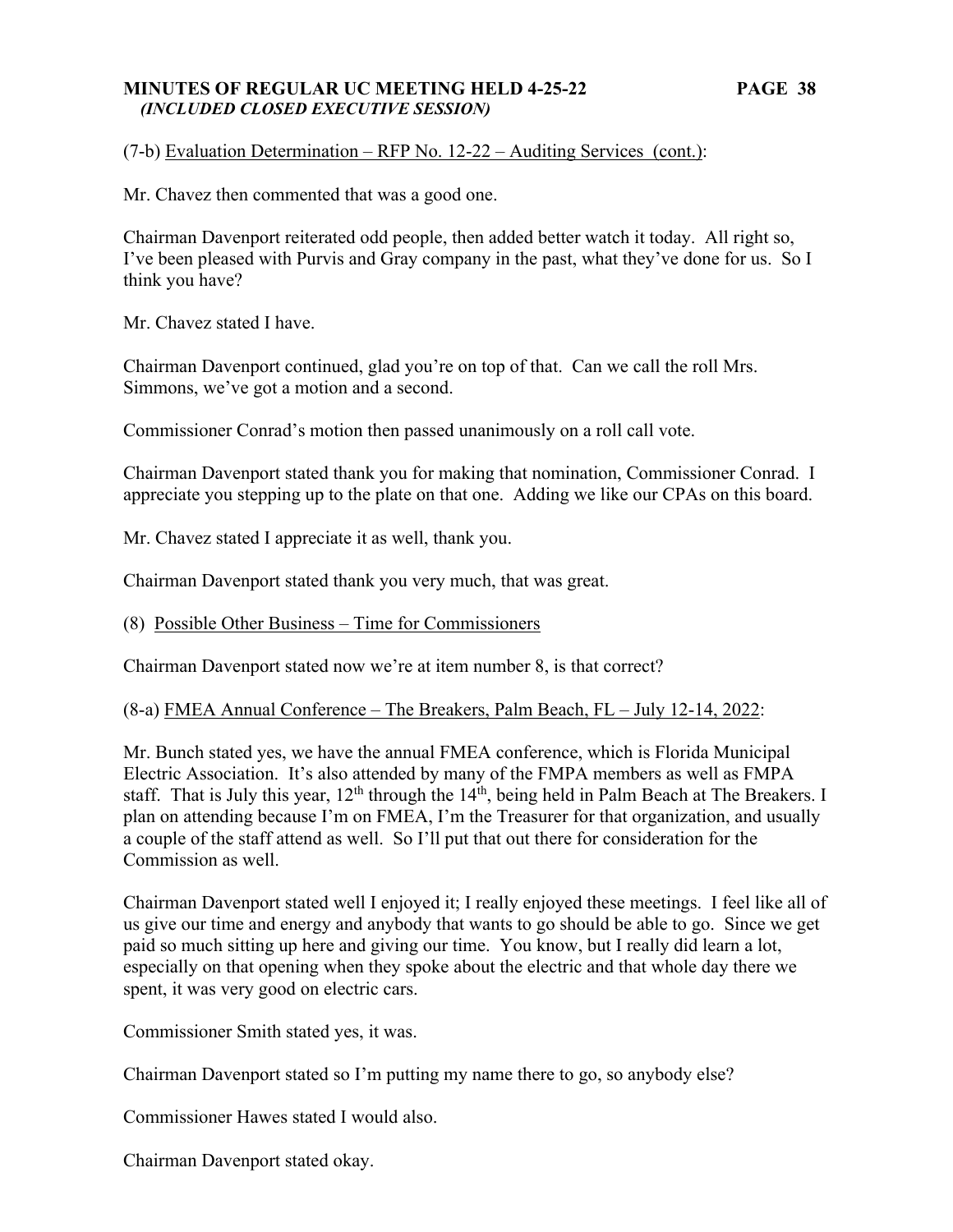(7-b) Evaluation Determination – RFP No. 12-22 – Auditing Services (cont.):

Mr. Chavez then commented that was a good one.

Chairman Davenport reiterated odd people, then added better watch it today. All right so, I've been pleased with Purvis and Gray company in the past, what they've done for us. So I think you have?

Mr. Chavez stated I have.

Chairman Davenport continued, glad you're on top of that. Can we call the roll Mrs. Simmons, we've got a motion and a second.

Commissioner Conrad's motion then passed unanimously on a roll call vote.

Chairman Davenport stated thank you for making that nomination, Commissioner Conrad. I appreciate you stepping up to the plate on that one. Adding we like our CPAs on this board.

Mr. Chavez stated I appreciate it as well, thank you.

Chairman Davenport stated thank you very much, that was great.

(8) Possible Other Business – Time for Commissioners

Chairman Davenport stated now we're at item number 8, is that correct?

(8-a) FMEA Annual Conference – The Breakers, Palm Beach, FL – July 12-14, 2022:

Mr. Bunch stated yes, we have the annual FMEA conference, which is Florida Municipal Electric Association. It's also attended by many of the FMPA members as well as FMPA staff. That is July this year, 12th through the 14th, being held in Palm Beach at The Breakers. I plan on attending because I'm on FMEA, I'm the Treasurer for that organization, and usually a couple of the staff attend as well. So I'll put that out there for consideration for the Commission as well.

Chairman Davenport stated well I enjoyed it; I really enjoyed these meetings. I feel like all of us give our time and energy and anybody that wants to go should be able to go. Since we get paid so much sitting up here and giving our time. You know, but I really did learn a lot, especially on that opening when they spoke about the electric and that whole day there we spent, it was very good on electric cars.

Commissioner Smith stated yes, it was.

Chairman Davenport stated so I'm putting my name there to go, so anybody else?

Commissioner Hawes stated I would also.

Chairman Davenport stated okay.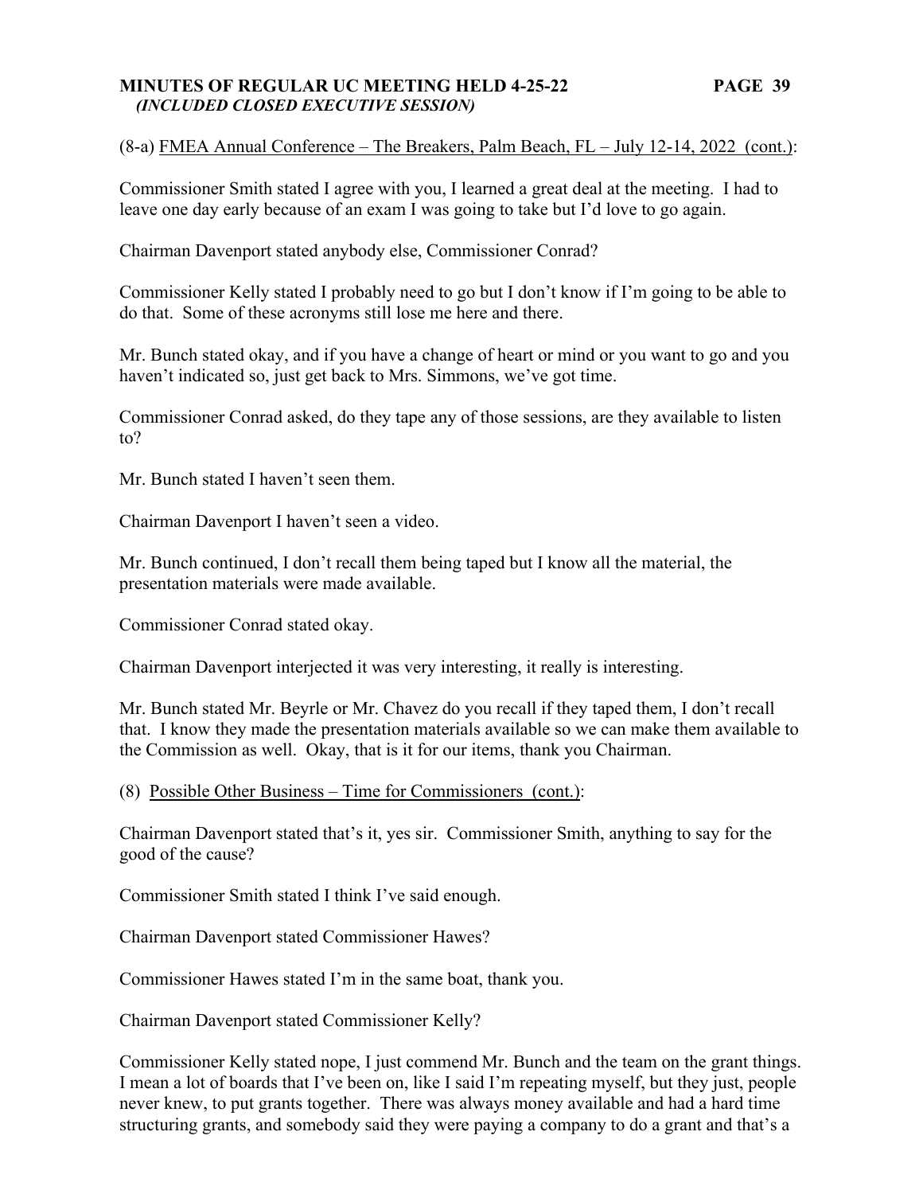(8-a) <u>FMEA Annual Conference – The Breakers, Palm Beach, FL – July 12-14, 2022 (cont.)</u>:

Commissioner Smith stated I agree with you, I learned a great deal at the meeting. I had to leave one day early because of an exam I was going to take but I'd love to go again.

Chairman Davenport stated anybody else, Commissioner Conrad?

Commissioner Kelly stated I probably need to go but I don't know if I'm going to be able to do that. Some of these acronyms still lose me here and there.

Mr. Bunch stated okay, and if you have a change of heart or mind or you want to go and you haven't indicated so, just get back to Mrs. Simmons, we've got time.

Commissioner Conrad asked, do they tape any of those sessions, are they available to listen to?

Mr. Bunch stated I haven't seen them.

Chairman Davenport I haven't seen a video.

Mr. Bunch continued, I don't recall them being taped but I know all the material, the presentation materials were made available.

Commissioner Conrad stated okay.

Chairman Davenport interjected it was very interesting, it really is interesting.

Mr. Bunch stated Mr. Beyrle or Mr. Chavez do you recall if they taped them, I don't recall that. I know they made the presentation materials available so we can make them available to the Commission as well. Okay, that is it for our items, thank you Chairman.

(8) <u>Possible Other Business – Time for Commissioners (cont.)</u>:

Chairman Davenport stated that's it, yes sir. Commissioner Smith, anything to say for the good of the cause?

Commissioner Smith stated I think I've said enough.

Chairman Davenport stated Commissioner Hawes?

Commissioner Hawes stated I'm in the same boat, thank you.

Chairman Davenport stated Commissioner Kelly?

Commissioner Kelly stated nope, I just commend Mr. Bunch and the team on the grant things. I mean a lot of boards that I've been on, like I said I'm repeating myself, but they just, people never knew, to put grants together. There was always money available and had a hard time structuring grants, and somebody said they were paying a company to do a grant and that's a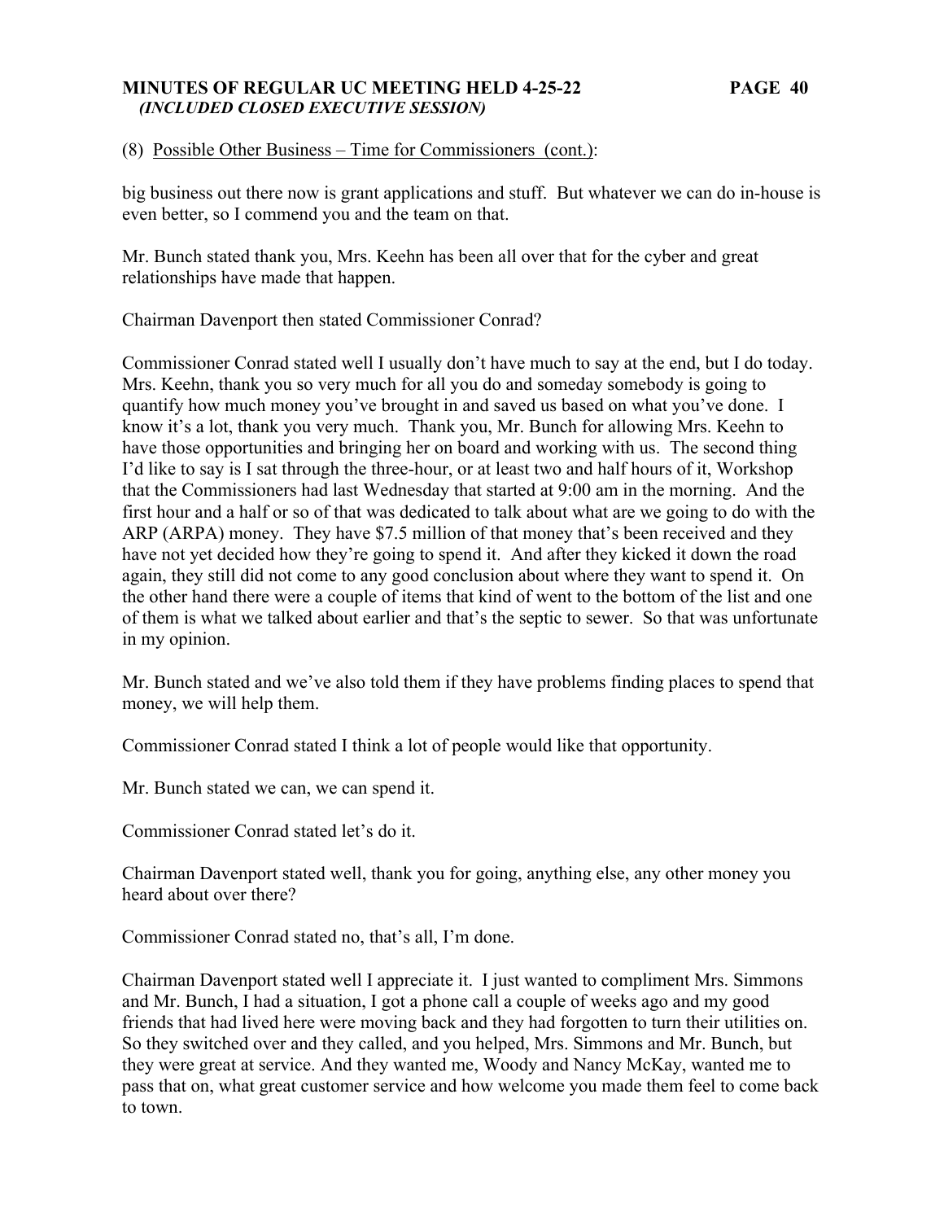(8) Possible Other Business – Time for Commissioners (cont.):

big business out there now is grant applications and stuff. But whatever we can do in-house is even better, so I commend you and the team on that.

Mr. Bunch stated thank you, Mrs. Keehn has been all over that for the cyber and great relationships have made that happen.

Chairman Davenport then stated Commissioner Conrad?

Commissioner Conrad stated well I usually don't have much to say at the end, but I do today. Mrs. Keehn, thank you so very much for all you do and someday somebody is going to quantify how much money you've brought in and saved us based on what you've done. I know it's a lot, thank you very much. Thank you, Mr. Bunch for allowing Mrs. Keehn to have those opportunities and bringing her on board and working with us. The second thing I'd like to say is I sat through the three-hour, or at least two and half hours of it, Workshop that the Commissioners had last Wednesday that started at 9:00 am in the morning. And the first hour and a half or so of that was dedicated to talk about what are we going to do with the ARP (ARPA) money. They have $7.5 million of that money that's been received and they have not yet decided how they're going to spend it. And after they kicked it down the road again, they still did not come to any good conclusion about where they want to spend it. On the other hand there were a couple of items that kind of went to the bottom of the list and one of them is what we talked about earlier and that's the septic to sewer. So that was unfortunate in my opinion.

Mr. Bunch stated and we've also told them if they have problems finding places to spend that money, we will help them.

Commissioner Conrad stated I think a lot of people would like that opportunity.

Mr. Bunch stated we can, we can spend it.

Commissioner Conrad stated let's do it.

Chairman Davenport stated well, thank you for going, anything else, any other money you heard about over there?

Commissioner Conrad stated no, that's all, I'm done.

Chairman Davenport stated well I appreciate it. I just wanted to compliment Mrs. Simmons and Mr. Bunch, I had a situation, I got a phone call a couple of weeks ago and my good friends that had lived here were moving back and they had forgotten to turn their utilities on. So they switched over and they called, and you helped, Mrs. Simmons and Mr. Bunch, but they were great at service. And they wanted me, Woody and Nancy McKay, wanted me to pass that on, what great customer service and how welcome you made them feel to come back to town.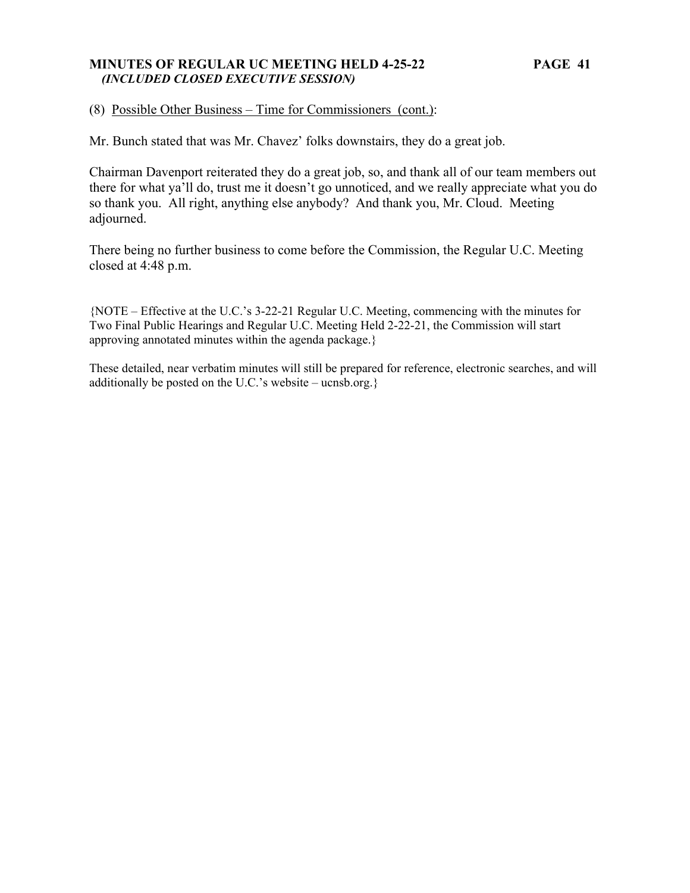(8) Possible Other Business – Time for Commissioners (cont.):

Mr. Bunch stated that was Mr. Chavez' folks downstairs, they do a great job.

Chairman Davenport reiterated they do a great job, so, and thank all of our team members out there for what ya'll do, trust me it doesn't go unnoticed, and we really appreciate what you do so thank you. All right, anything else anybody? And thank you, Mr. Cloud. Meeting adjourned.

There being no further business to come before the Commission, the Regular U.C. Meeting closed at 4:48 p.m.

{NOTE – Effective at the U.C.'s 3-22-21 Regular U.C. Meeting, commencing with the minutes for Two Final Public Hearings and Regular U.C. Meeting Held 2-22-21, the Commission will start approving annotated minutes within the agenda package.}

These detailed, near verbatim minutes will still be prepared for reference, electronic searches, and will additionally be posted on the U.C.'s website – ucnsb.org.}